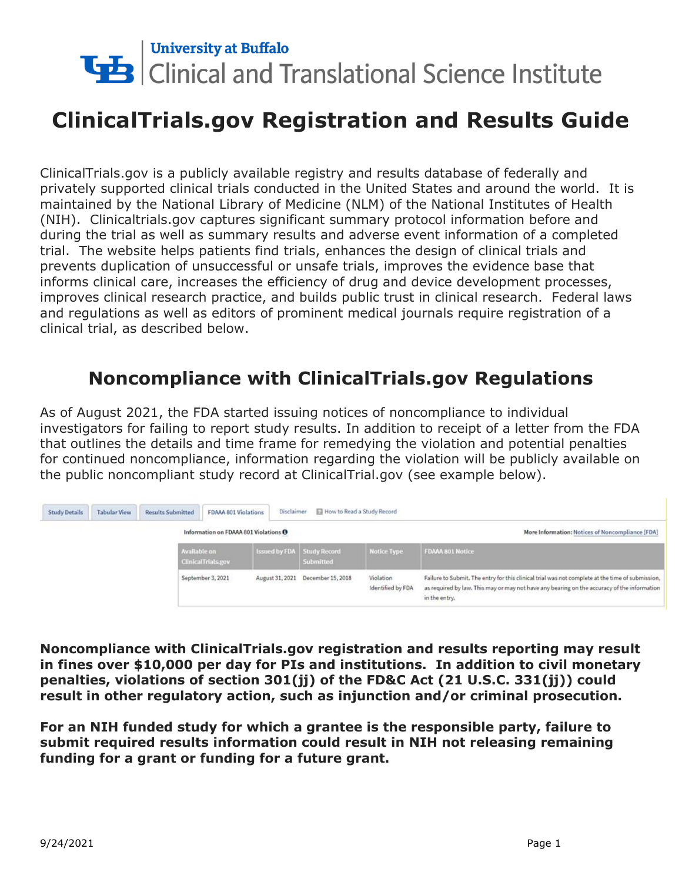University at Buffalo
Clinical and Translational Science Institute

# ClinicalTrials.gov Registration and Results Guide

ClinicalTrials.gov is a publicly available registry and results database of federally and privately supported clinical trials conducted in the United States and around the world. It is maintained by the National Library of Medicine (NLM) of the National Institutes of Health (NIH). Clinicaltrials.gov captures significant summary protocol information before and during the trial as well as summary results and adverse event information of a completed trial. The website helps patients find trials, enhances the design of clinical trials and prevents duplication of unsuccessful or unsafe trials, improves the evidence base that informs clinical care, increases the efficiency of drug and device development processes, improves clinical research practice, and builds public trust in clinical research. Federal laws and regulations as well as editors of prominent medical journals require registration of a clinical trial, as described below.

## Noncompliance with ClinicalTrials.gov Regulations

As of August 2021, the FDA started issuing notices of noncompliance to individual investigators for failing to report study results. In addition to receipt of a letter from the FDA that outlines the details and time frame for remedying the violation and potential penalties for continued noncompliance, information regarding the violation will be publicly available on the public noncompliant study record at ClinicalTrial.gov (see example below).

Study Details | Tabular View | Results Submitted | FDAAA 801 Violations | Disclaimer | How to Read a Study Record

Information on FDAAA 801 Violations — More Information: Notices of Noncompliance [FDA]

| Available on ClinicalTrials.gov | Issued by FDA | Study Record Submitted | Notice Type | FDAAA 801 Notice |
|---|---|---|---|---|
| September 3, 2021 | August 31, 2021 | December 15, 2018 | Violation Identified by FDA | Failure to Submit. The entry for this clinical trial was not complete at the time of submission, as required by law. This may or may not have any bearing on the accuracy of the information in the entry. |

**Noncompliance with ClinicalTrials.gov registration and results reporting may result in fines over $10,000 per day for PIs and institutions. In addition to civil monetary penalties, violations of section 301(jj) of the FD&C Act (21 U.S.C. 331(jj)) could result in other regulatory action, such as injunction and/or criminal prosecution.**

**For an NIH funded study for which a grantee is the responsible party, failure to submit required results information could result in NIH not releasing remaining funding for a grant or funding for a future grant.**

9/24/2021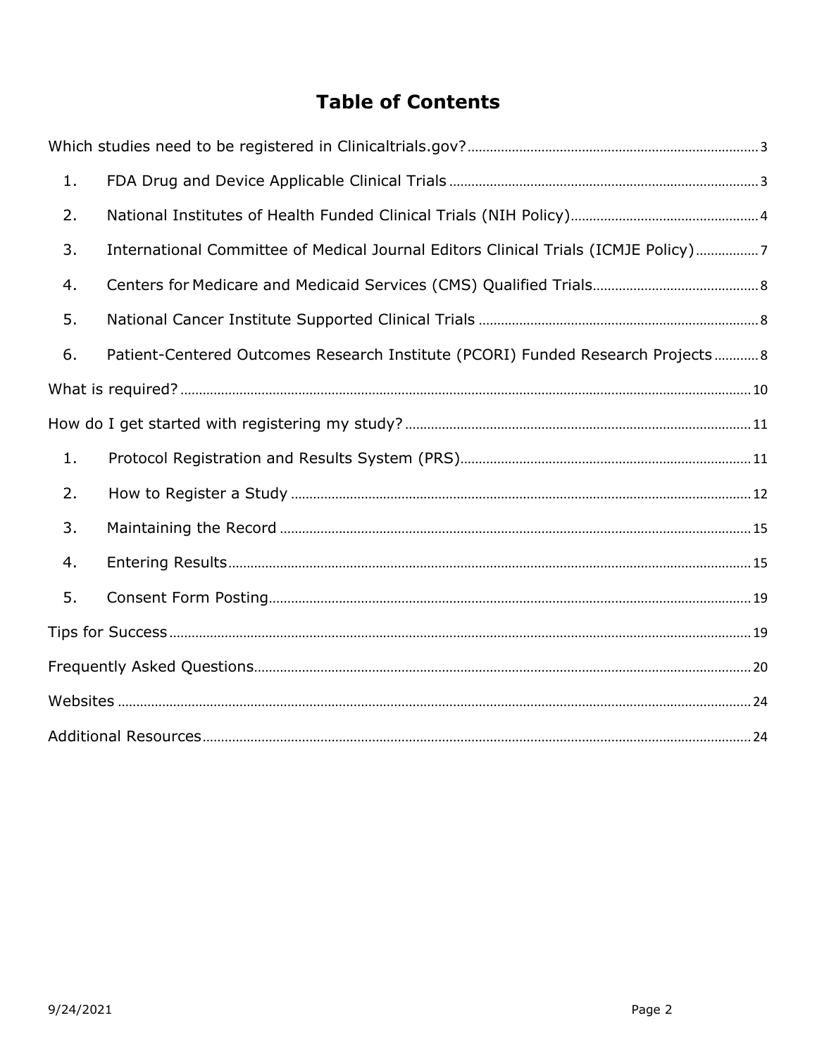# Table of Contents

Which studies need to be registered in Clinicaltrials.gov? ..... 3

1. FDA Drug and Device Applicable Clinical Trials ..... 3
2. National Institutes of Health Funded Clinical Trials (NIH Policy) ..... 4
3. International Committee of Medical Journal Editors Clinical Trials (ICMJE Policy) ..... 7
4. Centers for Medicare and Medicaid Services (CMS) Qualified Trials ..... 8
5. National Cancer Institute Supported Clinical Trials ..... 8
6. Patient-Centered Outcomes Research Institute (PCORI) Funded Research Projects ..... 8

What is required? ..... 10

How do I get started with registering my study? ..... 11

1. Protocol Registration and Results System (PRS) ..... 11
2. How to Register a Study ..... 12
3. Maintaining the Record ..... 15
4. Entering Results ..... 15
5. Consent Form Posting ..... 19

Tips for Success ..... 19

Frequently Asked Questions ..... 20

Websites ..... 24

Additional Resources ..... 24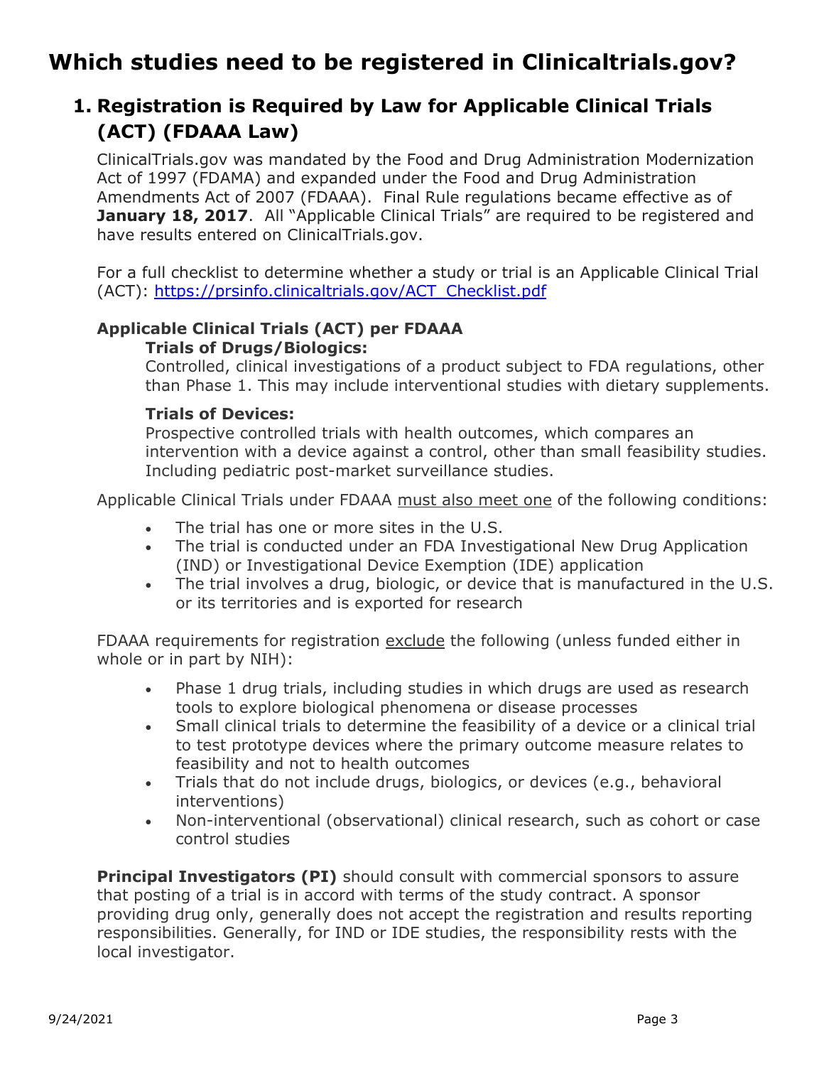# Which studies need to be registered in Clinicaltrials.gov?

## 1. Registration is Required by Law for Applicable Clinical Trials (ACT) (FDAAA Law)

ClinicalTrials.gov was mandated by the Food and Drug Administration Modernization Act of 1997 (FDAMA) and expanded under the Food and Drug Administration Amendments Act of 2007 (FDAAA). Final Rule regulations became effective as of **January 18, 2017**. All "Applicable Clinical Trials" are required to be registered and have results entered on ClinicalTrials.gov.

For a full checklist to determine whether a study or trial is an Applicable Clinical Trial (ACT): [https://prsinfo.clinicaltrials.gov/ACT_Checklist.pdf](https://prsinfo.clinicaltrials.gov/ACT_Checklist.pdf)

### Applicable Clinical Trials (ACT) per FDAAA

**Trials of Drugs/Biologics:**

Controlled, clinical investigations of a product subject to FDA regulations, other than Phase 1. This may include interventional studies with dietary supplements.

**Trials of Devices:**

Prospective controlled trials with health outcomes, which compares an intervention with a device against a control, other than small feasibility studies. Including pediatric post-market surveillance studies.

Applicable Clinical Trials under FDAAA must also meet one of the following conditions:

- The trial has one or more sites in the U.S.
- The trial is conducted under an FDA Investigational New Drug Application (IND) or Investigational Device Exemption (IDE) application
- The trial involves a drug, biologic, or device that is manufactured in the U.S. or its territories and is exported for research

FDAAA requirements for registration exclude the following (unless funded either in whole or in part by NIH):

- Phase 1 drug trials, including studies in which drugs are used as research tools to explore biological phenomena or disease processes
- Small clinical trials to determine the feasibility of a device or a clinical trial to test prototype devices where the primary outcome measure relates to feasibility and not to health outcomes
- Trials that do not include drugs, biologics, or devices (e.g., behavioral interventions)
- Non-interventional (observational) clinical research, such as cohort or case control studies

**Principal Investigators (PI)** should consult with commercial sponsors to assure that posting of a trial is in accord with terms of the study contract. A sponsor providing drug only, generally does not accept the registration and results reporting responsibilities. Generally, for IND or IDE studies, the responsibility rests with the local investigator.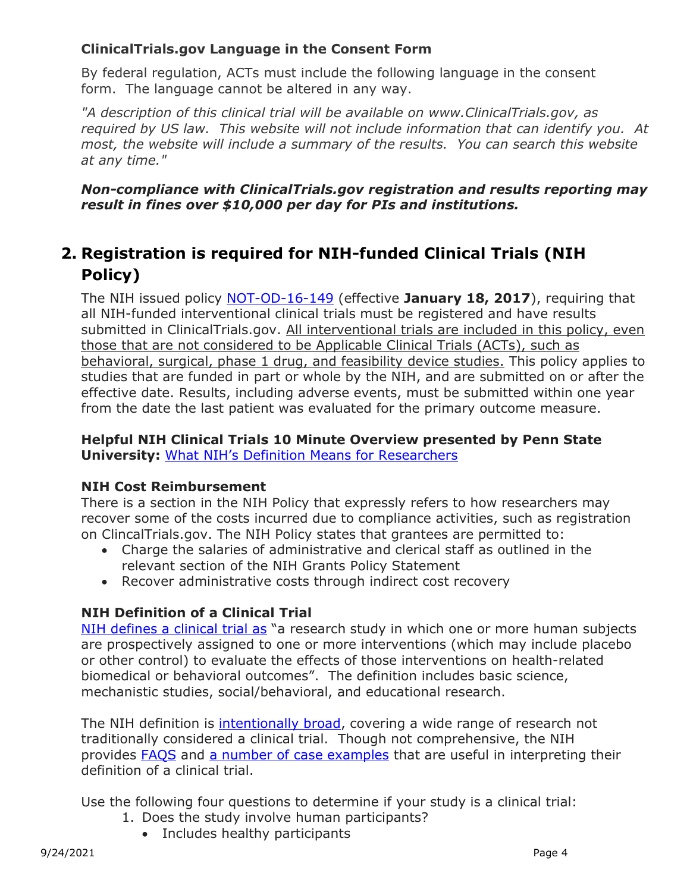### ClinicalTrials.gov Language in the Consent Form

By federal regulation, ACTs must include the following language in the consent form. The language cannot be altered in any way.

*"A description of this clinical trial will be available on www.ClinicalTrials.gov, as required by US law. This website will not include information that can identify you. At most, the website will include a summary of the results. You can search this website at any time."*

***Non-compliance with ClinicalTrials.gov registration and results reporting may result in fines over $10,000 per day for PIs and institutions.***

## 2. Registration is required for NIH-funded Clinical Trials (NIH Policy)

The NIH issued policy NOT-OD-16-149 (effective **January 18, 2017**), requiring that all NIH-funded interventional clinical trials must be registered and have results submitted in ClinicalTrials.gov. All interventional trials are included in this policy, even those that are not considered to be Applicable Clinical Trials (ACTs), such as behavioral, surgical, phase 1 drug, and feasibility device studies. This policy applies to studies that are funded in part or whole by the NIH, and are submitted on or after the effective date. Results, including adverse events, must be submitted within one year from the date the last patient was evaluated for the primary outcome measure.

**Helpful NIH Clinical Trials 10 Minute Overview presented by Penn State University:** What NIH's Definition Means for Researchers

### NIH Cost Reimbursement

There is a section in the NIH Policy that expressly refers to how researchers may recover some of the costs incurred due to compliance activities, such as registration on ClincalTrials.gov. The NIH Policy states that grantees are permitted to:

- Charge the salaries of administrative and clerical staff as outlined in the relevant section of the NIH Grants Policy Statement
- Recover administrative costs through indirect cost recovery

### NIH Definition of a Clinical Trial

NIH defines a clinical trial as "a research study in which one or more human subjects are prospectively assigned to one or more interventions (which may include placebo or other control) to evaluate the effects of those interventions on health-related biomedical or behavioral outcomes". The definition includes basic science, mechanistic studies, social/behavioral, and educational research.

The NIH definition is intentionally broad, covering a wide range of research not traditionally considered a clinical trial. Though not comprehensive, the NIH provides FAQS and a number of case examples that are useful in interpreting their definition of a clinical trial.

Use the following four questions to determine if your study is a clinical trial:

1. Does the study involve human participants?
   - Includes healthy participants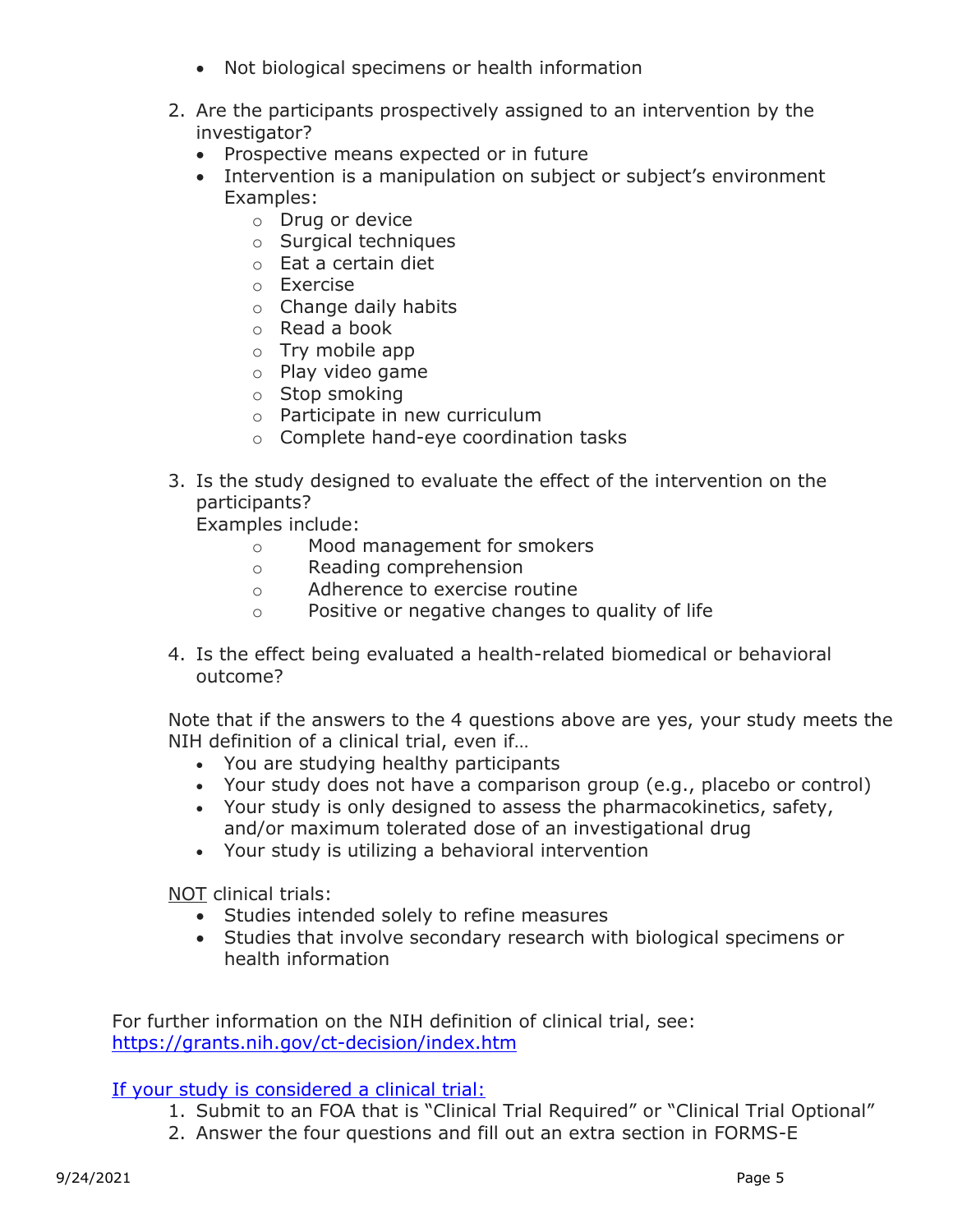- Not biological specimens or health information

2. Are the participants prospectively assigned to an intervention by the investigator?
   - Prospective means expected or in future
   - Intervention is a manipulation on subject or subject's environment Examples:
     - Drug or device
     - Surgical techniques
     - Eat a certain diet
     - Exercise
     - Change daily habits
     - Read a book
     - Try mobile app
     - Play video game
     - Stop smoking
     - Participate in new curriculum
     - Complete hand-eye coordination tasks

3. Is the study designed to evaluate the effect of the intervention on the participants?
   Examples include:
     - Mood management for smokers
     - Reading comprehension
     - Adherence to exercise routine
     - Positive or negative changes to quality of life

4. Is the effect being evaluated a health-related biomedical or behavioral outcome?

Note that if the answers to the 4 questions above are yes, your study meets the NIH definition of a clinical trial, even if…
- You are studying healthy participants
- Your study does not have a comparison group (e.g., placebo or control)
- Your study is only designed to assess the pharmacokinetics, safety, and/or maximum tolerated dose of an investigational drug
- Your study is utilizing a behavioral intervention

NOT clinical trials:
- Studies intended solely to refine measures
- Studies that involve secondary research with biological specimens or health information

For further information on the NIH definition of clinical trial, see: https://grants.nih.gov/ct-decision/index.htm

If your study is considered a clinical trial:
1. Submit to an FOA that is "Clinical Trial Required" or "Clinical Trial Optional"
2. Answer the four questions and fill out an extra section in FORMS-E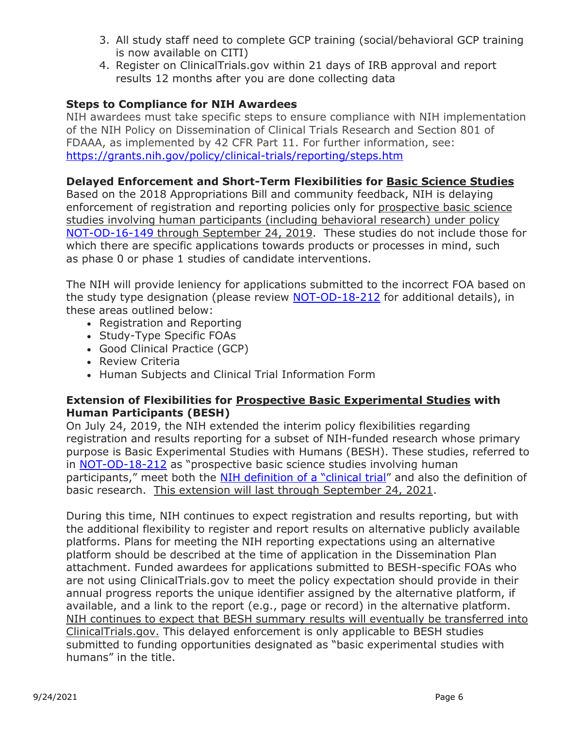3. All study staff need to complete GCP training (social/behavioral GCP training is now available on CITI)
4. Register on ClinicalTrials.gov within 21 days of IRB approval and report results 12 months after you are done collecting data

**Steps to Compliance for NIH Awardees**

NIH awardees must take specific steps to ensure compliance with NIH implementation of the NIH Policy on Dissemination of Clinical Trials Research and Section 801 of FDAAA, as implemented by 42 CFR Part 11. For further information, see: https://grants.nih.gov/policy/clinical-trials/reporting/steps.htm

**Delayed Enforcement and Short-Term Flexibilities for Basic Science Studies**

Based on the 2018 Appropriations Bill and community feedback, NIH is delaying enforcement of registration and reporting policies only for prospective basic science studies involving human participants (including behavioral research) under policy NOT-OD-16-149 through September 24, 2019. These studies do not include those for which there are specific applications towards products or processes in mind, such as phase 0 or phase 1 studies of candidate interventions.

The NIH will provide leniency for applications submitted to the incorrect FOA based on the study type designation (please review NOT-OD-18-212 for additional details), in these areas outlined below:

- Registration and Reporting
- Study-Type Specific FOAs
- Good Clinical Practice (GCP)
- Review Criteria
- Human Subjects and Clinical Trial Information Form

**Extension of Flexibilities for Prospective Basic Experimental Studies with Human Participants (BESH)**

On July 24, 2019, the NIH extended the interim policy flexibilities regarding registration and results reporting for a subset of NIH-funded research whose primary purpose is Basic Experimental Studies with Humans (BESH). These studies, referred to in NOT-OD-18-212 as "prospective basic science studies involving human participants," meet both the NIH definition of a "clinical trial" and also the definition of basic research. This extension will last through September 24, 2021.

During this time, NIH continues to expect registration and results reporting, but with the additional flexibility to register and report results on alternative publicly available platforms. Plans for meeting the NIH reporting expectations using an alternative platform should be described at the time of application in the Dissemination Plan attachment. Funded awardees for applications submitted to BESH-specific FOAs who are not using ClinicalTrials.gov to meet the policy expectation should provide in their annual progress reports the unique identifier assigned by the alternative platform, if available, and a link to the report (e.g., page or record) in the alternative platform. NIH continues to expect that BESH summary results will eventually be transferred into ClinicalTrials.gov. This delayed enforcement is only applicable to BESH studies submitted to funding opportunities designated as "basic experimental studies with humans" in the title.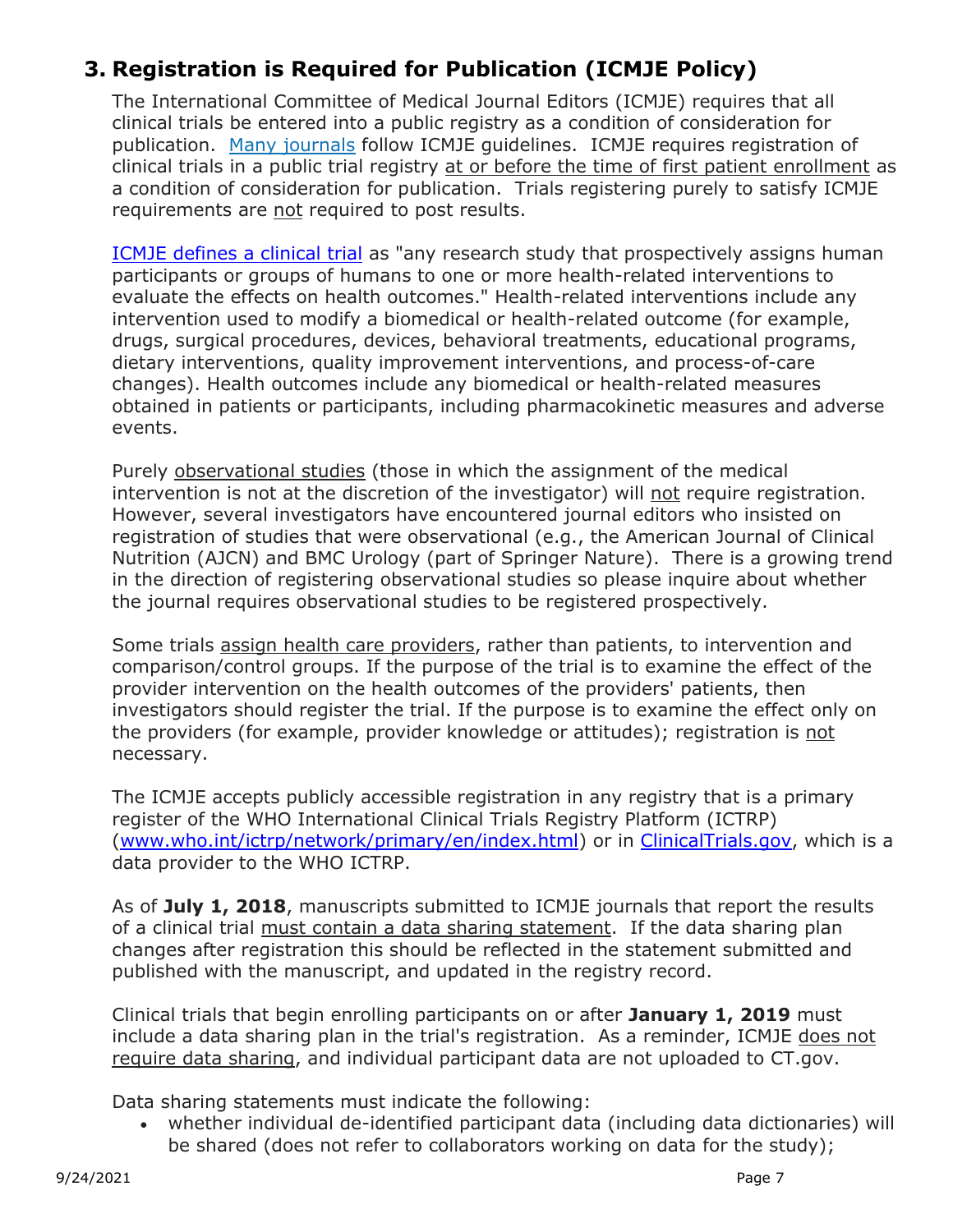## 3. Registration is Required for Publication (ICMJE Policy)

The International Committee of Medical Journal Editors (ICMJE) requires that all clinical trials be entered into a public registry as a condition of consideration for publication. Many journals follow ICMJE guidelines. ICMJE requires registration of clinical trials in a public trial registry at or before the time of first patient enrollment as a condition of consideration for publication. Trials registering purely to satisfy ICMJE requirements are not required to post results.

ICMJE defines a clinical trial as "any research study that prospectively assigns human participants or groups of humans to one or more health-related interventions to evaluate the effects on health outcomes." Health-related interventions include any intervention used to modify a biomedical or health-related outcome (for example, drugs, surgical procedures, devices, behavioral treatments, educational programs, dietary interventions, quality improvement interventions, and process-of-care changes). Health outcomes include any biomedical or health-related measures obtained in patients or participants, including pharmacokinetic measures and adverse events.

Purely observational studies (those in which the assignment of the medical intervention is not at the discretion of the investigator) will not require registration. However, several investigators have encountered journal editors who insisted on registration of studies that were observational (e.g., the American Journal of Clinical Nutrition (AJCN) and BMC Urology (part of Springer Nature). There is a growing trend in the direction of registering observational studies so please inquire about whether the journal requires observational studies to be registered prospectively.

Some trials assign health care providers, rather than patients, to intervention and comparison/control groups. If the purpose of the trial is to examine the effect of the provider intervention on the health outcomes of the providers' patients, then investigators should register the trial. If the purpose is to examine the effect only on the providers (for example, provider knowledge or attitudes); registration is not necessary.

The ICMJE accepts publicly accessible registration in any registry that is a primary register of the WHO International Clinical Trials Registry Platform (ICTRP) (www.who.int/ictrp/network/primary/en/index.html) or in ClinicalTrials.gov, which is a data provider to the WHO ICTRP.

As of **July 1, 2018**, manuscripts submitted to ICMJE journals that report the results of a clinical trial must contain a data sharing statement. If the data sharing plan changes after registration this should be reflected in the statement submitted and published with the manuscript, and updated in the registry record.

Clinical trials that begin enrolling participants on or after **January 1, 2019** must include a data sharing plan in the trial's registration. As a reminder, ICMJE does not require data sharing, and individual participant data are not uploaded to CT.gov.

Data sharing statements must indicate the following:

- whether individual de-identified participant data (including data dictionaries) will be shared (does not refer to collaborators working on data for the study);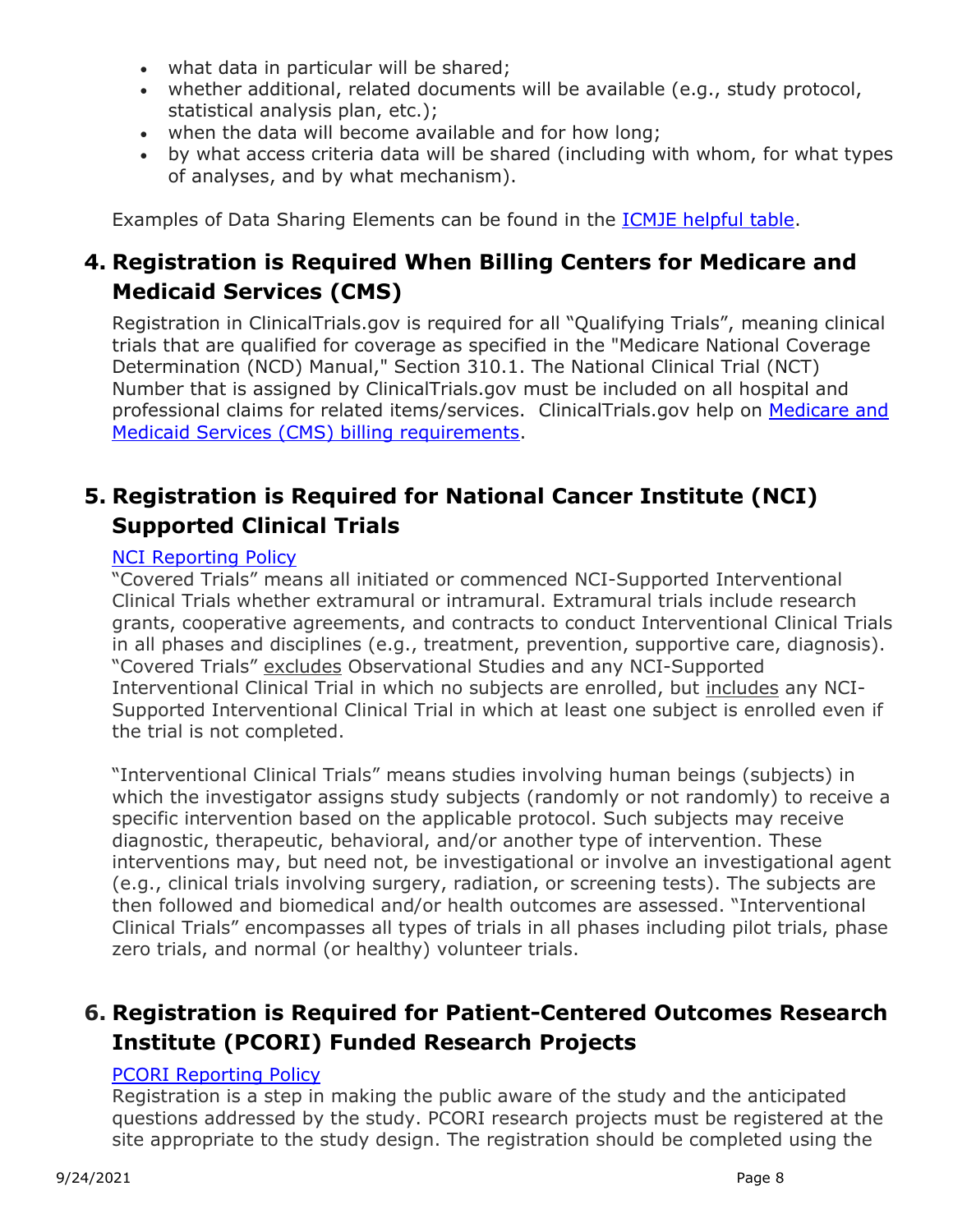- what data in particular will be shared;
- whether additional, related documents will be available (e.g., study protocol, statistical analysis plan, etc.);
- when the data will become available and for how long;
- by what access criteria data will be shared (including with whom, for what types of analyses, and by what mechanism).

Examples of Data Sharing Elements can be found in the [ICMJE helpful table](#).

## 4. Registration is Required When Billing Centers for Medicare and Medicaid Services (CMS)

Registration in ClinicalTrials.gov is required for all "Qualifying Trials", meaning clinical trials that are qualified for coverage as specified in the "Medicare National Coverage Determination (NCD) Manual," Section 310.1. The National Clinical Trial (NCT) Number that is assigned by ClinicalTrials.gov must be included on all hospital and professional claims for related items/services. ClinicalTrials.gov help on [Medicare and Medicaid Services (CMS) billing requirements](#).

## 5. Registration is Required for National Cancer Institute (NCI) Supported Clinical Trials

[NCI Reporting Policy](#)

"Covered Trials" means all initiated or commenced NCI-Supported Interventional Clinical Trials whether extramural or intramural. Extramural trials include research grants, cooperative agreements, and contracts to conduct Interventional Clinical Trials in all phases and disciplines (e.g., treatment, prevention, supportive care, diagnosis). "Covered Trials" excludes Observational Studies and any NCI-Supported Interventional Clinical Trial in which no subjects are enrolled, but includes any NCI-Supported Interventional Clinical Trial in which at least one subject is enrolled even if the trial is not completed.

"Interventional Clinical Trials" means studies involving human beings (subjects) in which the investigator assigns study subjects (randomly or not randomly) to receive a specific intervention based on the applicable protocol. Such subjects may receive diagnostic, therapeutic, behavioral, and/or another type of intervention. These interventions may, but need not, be investigational or involve an investigational agent (e.g., clinical trials involving surgery, radiation, or screening tests). The subjects are then followed and biomedical and/or health outcomes are assessed. "Interventional Clinical Trials" encompasses all types of trials in all phases including pilot trials, phase zero trials, and normal (or healthy) volunteer trials.

## 6. Registration is Required for Patient-Centered Outcomes Research Institute (PCORI) Funded Research Projects

[PCORI Reporting Policy](#)

Registration is a step in making the public aware of the study and the anticipated questions addressed by the study. PCORI research projects must be registered at the site appropriate to the study design. The registration should be completed using the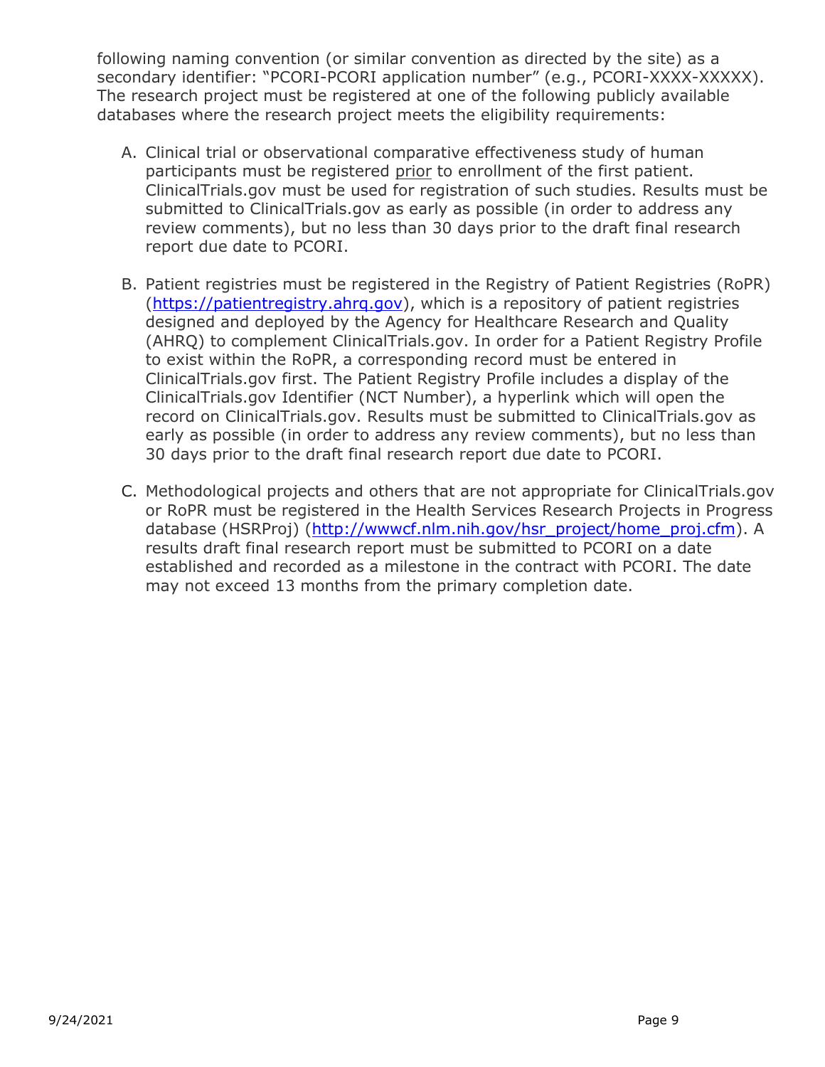following naming convention (or similar convention as directed by the site) as a secondary identifier: "PCORI-PCORI application number" (e.g., PCORI-XXXX-XXXXX). The research project must be registered at one of the following publicly available databases where the research project meets the eligibility requirements:

A. Clinical trial or observational comparative effectiveness study of human participants must be registered <u>prior</u> to enrollment of the first patient. ClinicalTrials.gov must be used for registration of such studies. Results must be submitted to ClinicalTrials.gov as early as possible (in order to address any review comments), but no less than 30 days prior to the draft final research report due date to PCORI.

B. Patient registries must be registered in the Registry of Patient Registries (RoPR) ([https://patientregistry.ahrq.gov](https://patientregistry.ahrq.gov)), which is a repository of patient registries designed and deployed by the Agency for Healthcare Research and Quality (AHRQ) to complement ClinicalTrials.gov. In order for a Patient Registry Profile to exist within the RoPR, a corresponding record must be entered in ClinicalTrials.gov first. The Patient Registry Profile includes a display of the ClinicalTrials.gov Identifier (NCT Number), a hyperlink which will open the record on ClinicalTrials.gov. Results must be submitted to ClinicalTrials.gov as early as possible (in order to address any review comments), but no less than 30 days prior to the draft final research report due date to PCORI.

C. Methodological projects and others that are not appropriate for ClinicalTrials.gov or RoPR must be registered in the Health Services Research Projects in Progress database (HSRProj) ([http://wwwcf.nlm.nih.gov/hsr_project/home_proj.cfm](http://wwwcf.nlm.nih.gov/hsr_project/home_proj.cfm)). A results draft final research report must be submitted to PCORI on a date established and recorded as a milestone in the contract with PCORI. The date may not exceed 13 months from the primary completion date.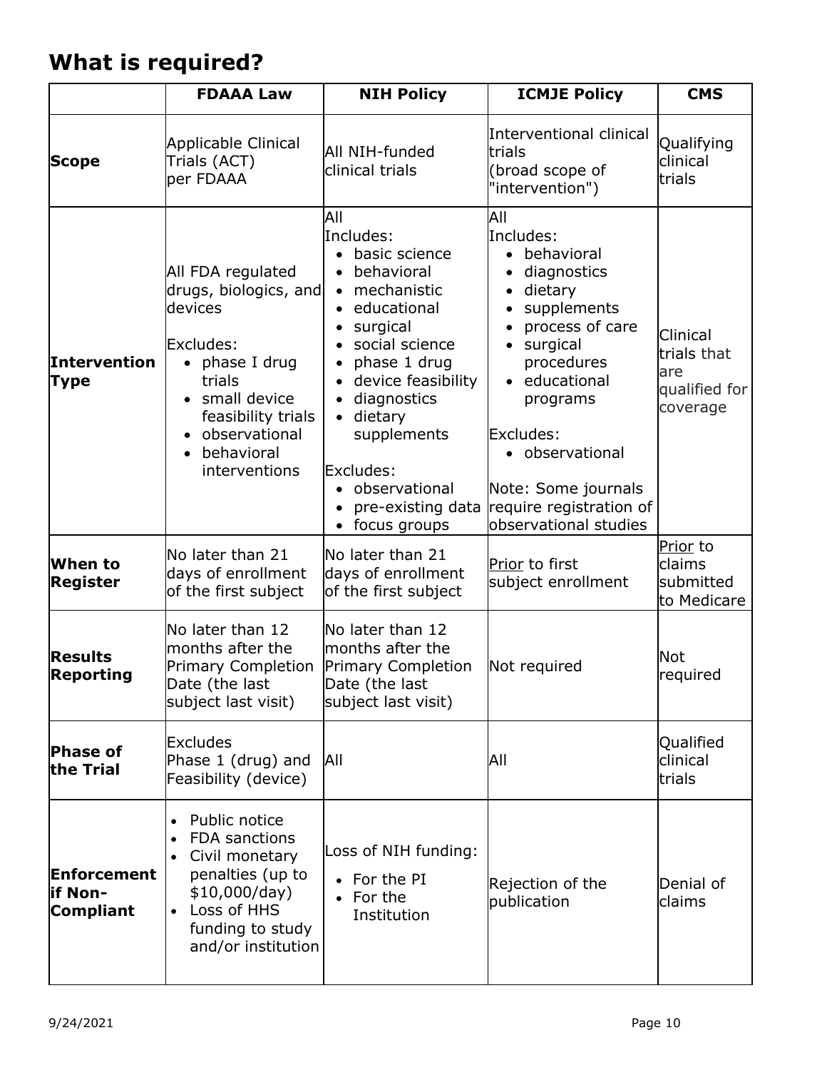## What is required?

| | FDAAA Law | NIH Policy | ICMJE Policy | CMS |
|---|---|---|---|---|
| **Scope** | Applicable Clinical Trials (ACT) per FDAAA | All NIH-funded clinical trials | Interventional clinical trials (broad scope of "intervention") | Qualifying clinical trials |
| **Intervention Type** | All FDA regulated drugs, biologics, and devices<br><br>Excludes:<br>• phase I drug trials<br>• small device feasibility trials<br>• observational<br>• behavioral interventions | All<br>Includes:<br>• basic science<br>• behavioral<br>• mechanistic<br>• educational<br>• surgical<br>• social science<br>• phase 1 drug<br>• device feasibility<br>• diagnostics<br>• dietary supplements<br><br>Excludes:<br>• observational<br>• pre-existing data<br>• focus groups | All<br>Includes:<br>• behavioral<br>• diagnostics<br>• dietary<br>• supplements<br>• process of care<br>• surgical procedures<br>• educational programs<br><br>Excludes:<br>• observational<br><br>Note: Some journals require registration of observational studies | Clinical trials that are qualified for coverage |
| **When to Register** | No later than 21 days of enrollment of the first subject | No later than 21 days of enrollment of the first subject | Prior to first subject enrollment | Prior to claims submitted to Medicare |
| **Results Reporting** | No later than 12 months after the Primary Completion Date (the last subject last visit) | No later than 12 months after the Primary Completion Date (the last subject last visit) | Not required | Not required |
| **Phase of the Trial** | Excludes Phase 1 (drug) and Feasibility (device) | All | All | Qualified clinical trials |
| **Enforcement if Non-Compliant** | • Public notice<br>• FDA sanctions<br>• Civil monetary penalties (up to $10,000/day)<br>• Loss of HHS funding to study and/or institution | Loss of NIH funding:<br>• For the PI<br>• For the Institution | Rejection of the publication | Denial of claims |

9/24/2021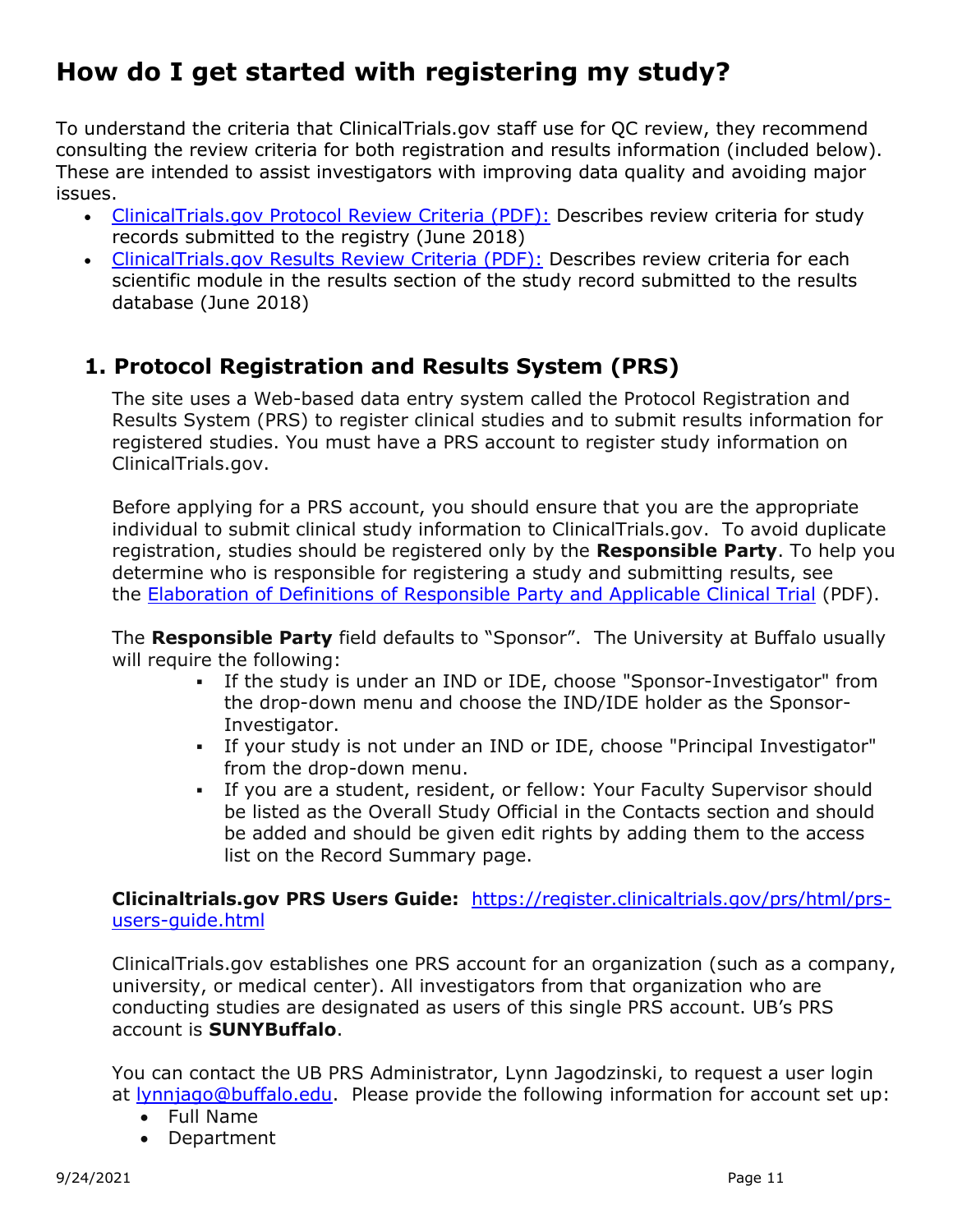# How do I get started with registering my study?

To understand the criteria that ClinicalTrials.gov staff use for QC review, they recommend consulting the review criteria for both registration and results information (included below). These are intended to assist investigators with improving data quality and avoiding major issues.

- ClinicalTrials.gov Protocol Review Criteria (PDF): Describes review criteria for study records submitted to the registry (June 2018)
- ClinicalTrials.gov Results Review Criteria (PDF): Describes review criteria for each scientific module in the results section of the study record submitted to the results database (June 2018)

## 1. Protocol Registration and Results System (PRS)

The site uses a Web-based data entry system called the Protocol Registration and Results System (PRS) to register clinical studies and to submit results information for registered studies. You must have a PRS account to register study information on ClinicalTrials.gov.

Before applying for a PRS account, you should ensure that you are the appropriate individual to submit clinical study information to ClinicalTrials.gov. To avoid duplicate registration, studies should be registered only by the **Responsible Party**. To help you determine who is responsible for registering a study and submitting results, see the Elaboration of Definitions of Responsible Party and Applicable Clinical Trial (PDF).

The **Responsible Party** field defaults to “Sponsor”. The University at Buffalo usually will require the following:

- If the study is under an IND or IDE, choose "Sponsor-Investigator" from the drop-down menu and choose the IND/IDE holder as the Sponsor-Investigator.
- If your study is not under an IND or IDE, choose "Principal Investigator" from the drop-down menu.
- If you are a student, resident, or fellow: Your Faculty Supervisor should be listed as the Overall Study Official in the Contacts section and should be added and should be given edit rights by adding them to the access list on the Record Summary page.

**Clicinaltrials.gov PRS Users Guide:** https://register.clinicaltrials.gov/prs/html/prs-users-guide.html

ClinicalTrials.gov establishes one PRS account for an organization (such as a company, university, or medical center). All investigators from that organization who are conducting studies are designated as users of this single PRS account. UB’s PRS account is **SUNYBuffalo**.

You can contact the UB PRS Administrator, Lynn Jagodzinski, to request a user login at lynnjago@buffalo.edu. Please provide the following information for account set up:

- Full Name
- Department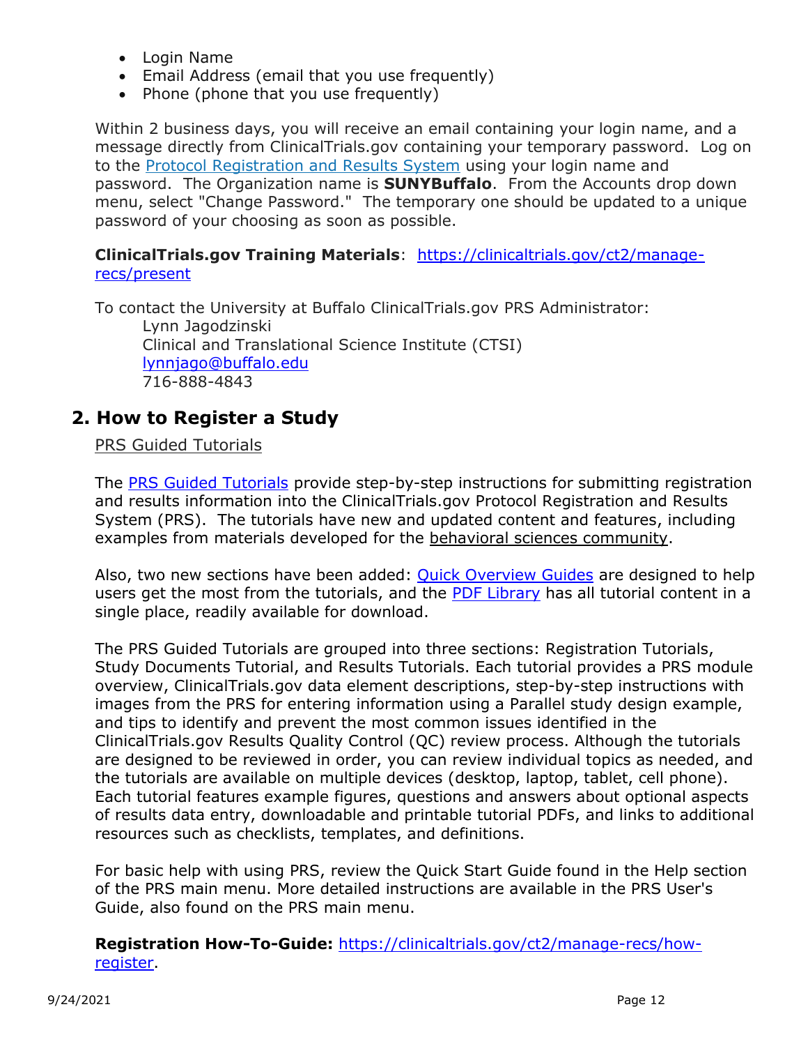- Login Name
- Email Address (email that you use frequently)
- Phone (phone that you use frequently)

Within 2 business days, you will receive an email containing your login name, and a message directly from ClinicalTrials.gov containing your temporary password. Log on to the Protocol Registration and Results System using your login name and password. The Organization name is **SUNYBuffalo**. From the Accounts drop down menu, select "Change Password." The temporary one should be updated to a unique password of your choosing as soon as possible.

**ClinicalTrials.gov Training Materials**: https://clinicaltrials.gov/ct2/manage-recs/present

To contact the University at Buffalo ClinicalTrials.gov PRS Administrator:

Lynn Jagodzinski
Clinical and Translational Science Institute (CTSI)
lynnjago@buffalo.edu
716-888-4843

## 2. How to Register a Study

PRS Guided Tutorials

The PRS Guided Tutorials provide step-by-step instructions for submitting registration and results information into the ClinicalTrials.gov Protocol Registration and Results System (PRS). The tutorials have new and updated content and features, including examples from materials developed for the behavioral sciences community.

Also, two new sections have been added: Quick Overview Guides are designed to help users get the most from the tutorials, and the PDF Library has all tutorial content in a single place, readily available for download.

The PRS Guided Tutorials are grouped into three sections: Registration Tutorials, Study Documents Tutorial, and Results Tutorials. Each tutorial provides a PRS module overview, ClinicalTrials.gov data element descriptions, step-by-step instructions with images from the PRS for entering information using a Parallel study design example, and tips to identify and prevent the most common issues identified in the ClinicalTrials.gov Results Quality Control (QC) review process. Although the tutorials are designed to be reviewed in order, you can review individual topics as needed, and the tutorials are available on multiple devices (desktop, laptop, tablet, cell phone). Each tutorial features example figures, questions and answers about optional aspects of results data entry, downloadable and printable tutorial PDFs, and links to additional resources such as checklists, templates, and definitions.

For basic help with using PRS, review the Quick Start Guide found in the Help section of the PRS main menu. More detailed instructions are available in the PRS User's Guide, also found on the PRS main menu.

**Registration How-To-Guide:** https://clinicaltrials.gov/ct2/manage-recs/how-register.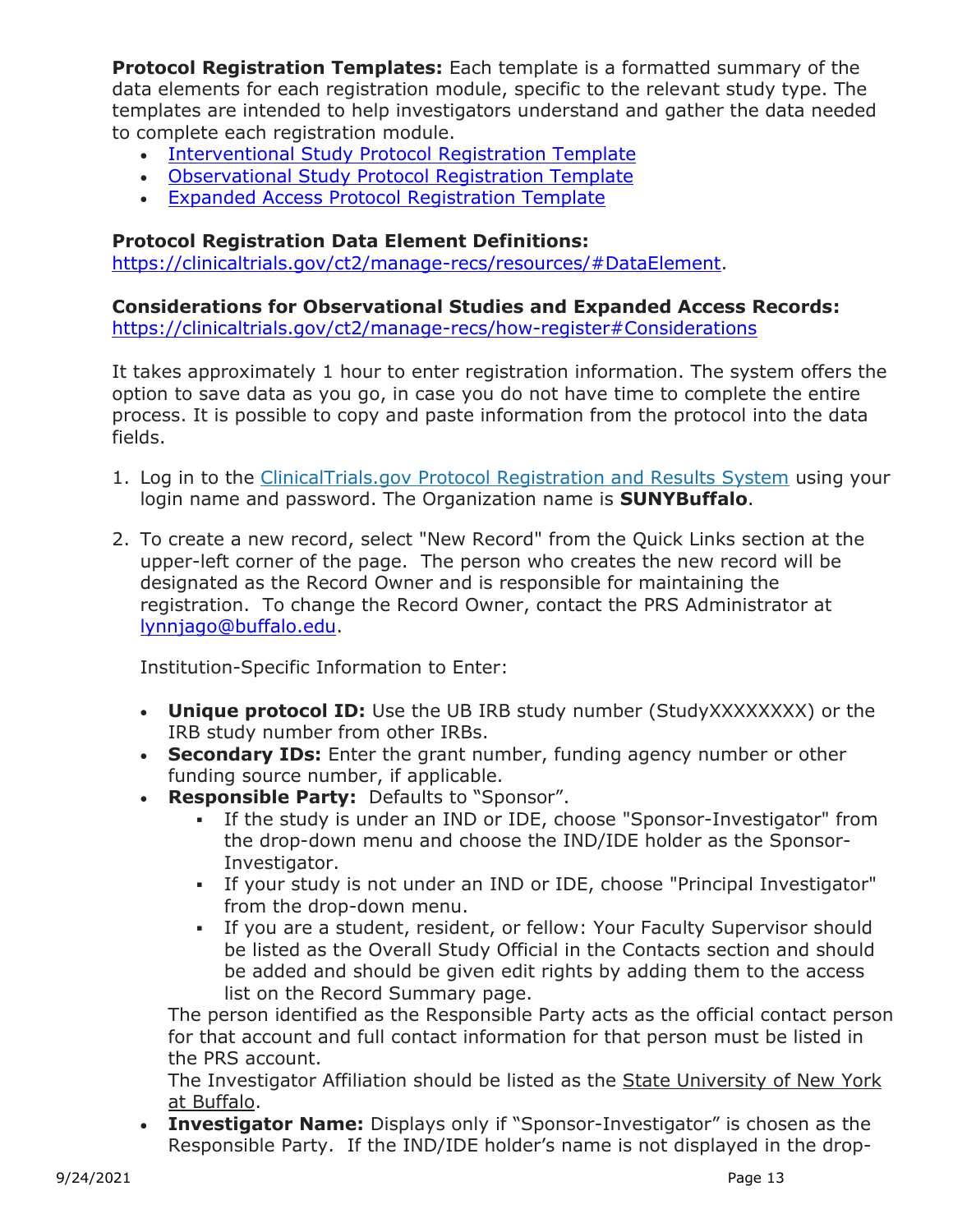**Protocol Registration Templates:** Each template is a formatted summary of the data elements for each registration module, specific to the relevant study type. The templates are intended to help investigators understand and gather the data needed to complete each registration module.

- Interventional Study Protocol Registration Template
- Observational Study Protocol Registration Template
- Expanded Access Protocol Registration Template

**Protocol Registration Data Element Definitions:**
https://clinicaltrials.gov/ct2/manage-recs/resources/#DataElement.

**Considerations for Observational Studies and Expanded Access Records:**
https://clinicaltrials.gov/ct2/manage-recs/how-register#Considerations

It takes approximately 1 hour to enter registration information. The system offers the option to save data as you go, in case you do not have time to complete the entire process. It is possible to copy and paste information from the protocol into the data fields.

1. Log in to the ClinicalTrials.gov Protocol Registration and Results System using your login name and password. The Organization name is **SUNYBuffalo**.

2. To create a new record, select "New Record" from the Quick Links section at the upper-left corner of the page. The person who creates the new record will be designated as the Record Owner and is responsible for maintaining the registration. To change the Record Owner, contact the PRS Administrator at lynnjago@buffalo.edu.

   Institution-Specific Information to Enter:

   - **Unique protocol ID:** Use the UB IRB study number (StudyXXXXXXXX) or the IRB study number from other IRBs.
   - **Secondary IDs:** Enter the grant number, funding agency number or other funding source number, if applicable.
   - **Responsible Party:** Defaults to "Sponsor".
     - If the study is under an IND or IDE, choose "Sponsor-Investigator" from the drop-down menu and choose the IND/IDE holder as the Sponsor-Investigator.
     - If your study is not under an IND or IDE, choose "Principal Investigator" from the drop-down menu.
     - If you are a student, resident, or fellow: Your Faculty Supervisor should be listed as the Overall Study Official in the Contacts section and should be added and should be given edit rights by adding them to the access list on the Record Summary page.

     The person identified as the Responsible Party acts as the official contact person for that account and full contact information for that person must be listed in the PRS account.

     The Investigator Affiliation should be listed as the State University of New York at Buffalo.
   - **Investigator Name:** Displays only if "Sponsor-Investigator" is chosen as the Responsible Party. If the IND/IDE holder's name is not displayed in the drop-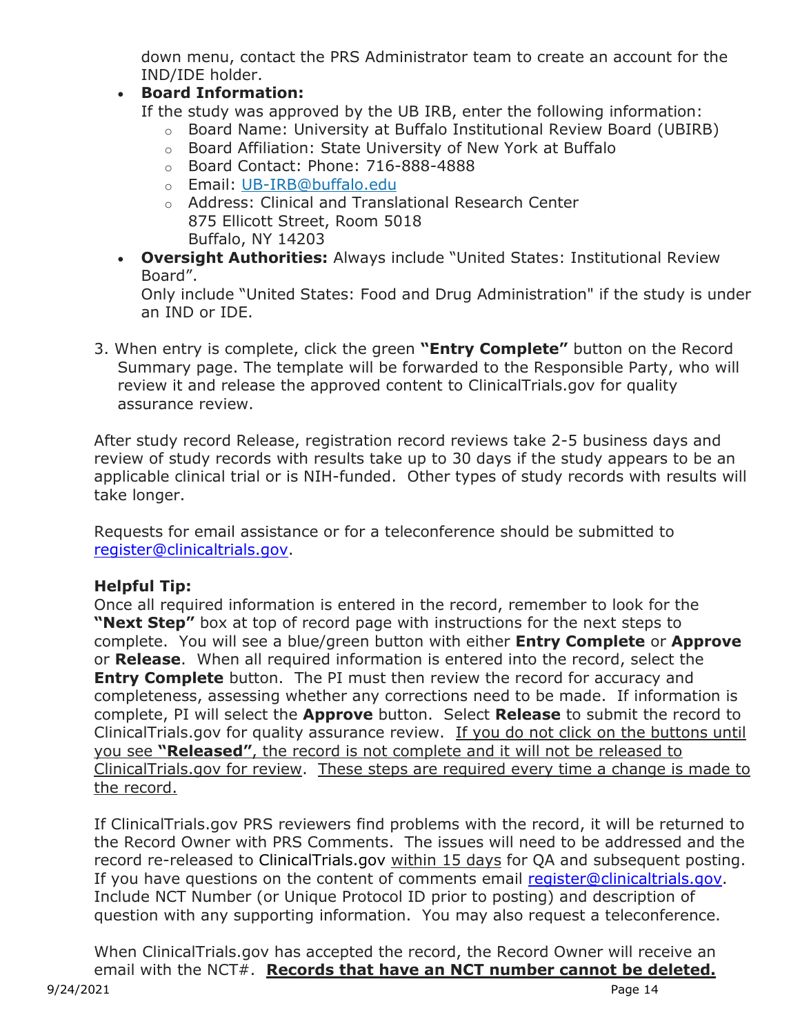down menu, contact the PRS Administrator team to create an account for the IND/IDE holder.

- **Board Information:**
  If the study was approved by the UB IRB, enter the following information:
  - Board Name: University at Buffalo Institutional Review Board (UBIRB)
  - Board Affiliation: State University of New York at Buffalo
  - Board Contact: Phone: 716-888-4888
  - Email: UB-IRB@buffalo.edu
  - Address: Clinical and Translational Research Center
    875 Ellicott Street, Room 5018
    Buffalo, NY 14203
- **Oversight Authorities:** Always include "United States: Institutional Review Board".
  Only include "United States: Food and Drug Administration" if the study is under an IND or IDE.

3. When entry is complete, click the green **"Entry Complete"** button on the Record Summary page. The template will be forwarded to the Responsible Party, who will review it and release the approved content to ClinicalTrials.gov for quality assurance review.

After study record Release, registration record reviews take 2-5 business days and review of study records with results take up to 30 days if the study appears to be an applicable clinical trial or is NIH-funded. Other types of study records with results will take longer.

Requests for email assistance or for a teleconference should be submitted to register@clinicaltrials.gov.

**Helpful Tip:**
Once all required information is entered in the record, remember to look for the **"Next Step"** box at top of record page with instructions for the next steps to complete. You will see a blue/green button with either **Entry Complete** or **Approve** or **Release**. When all required information is entered into the record, select the **Entry Complete** button. The PI must then review the record for accuracy and completeness, assessing whether any corrections need to be made. If information is complete, PI will select the **Approve** button. Select **Release** to submit the record to ClinicalTrials.gov for quality assurance review. <u>If you do not click on the buttons until you see **"Released"**, the record is not complete and it will not be released to ClinicalTrials.gov for review</u>. <u>These steps are required every time a change is made to the record.</u>

If ClinicalTrials.gov PRS reviewers find problems with the record, it will be returned to the Record Owner with PRS Comments. The issues will need to be addressed and the record re-released to ClinicalTrials.gov <u>within 15 days</u> for QA and subsequent posting. If you have questions on the content of comments email register@clinicaltrials.gov. Include NCT Number (or Unique Protocol ID prior to posting) and description of question with any supporting information. You may also request a teleconference.

When ClinicalTrials.gov has accepted the record, the Record Owner will receive an email with the NCT#. **<u>Records that have an NCT number cannot be deleted.</u>**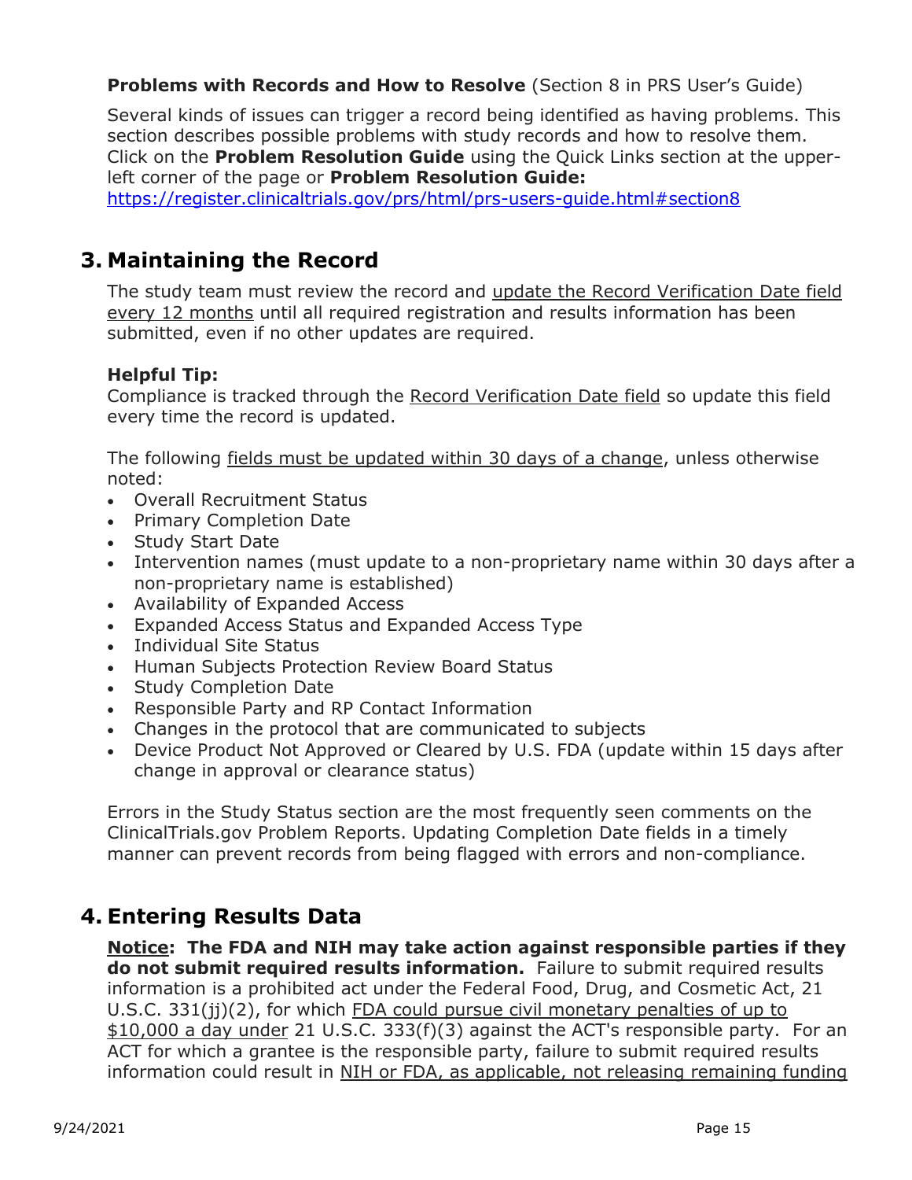**Problems with Records and How to Resolve** (Section 8 in PRS User's Guide)

Several kinds of issues can trigger a record being identified as having problems. This section describes possible problems with study records and how to resolve them. Click on the **Problem Resolution Guide** using the Quick Links section at the upper-left corner of the page or **Problem Resolution Guide:** https://register.clinicaltrials.gov/prs/html/prs-users-guide.html#section8

## 3. Maintaining the Record

The study team must review the record and update the Record Verification Date field every 12 months until all required registration and results information has been submitted, even if no other updates are required.

**Helpful Tip:**
Compliance is tracked through the Record Verification Date field so update this field every time the record is updated.

The following fields must be updated within 30 days of a change, unless otherwise noted:

- Overall Recruitment Status
- Primary Completion Date
- Study Start Date
- Intervention names (must update to a non-proprietary name within 30 days after a non-proprietary name is established)
- Availability of Expanded Access
- Expanded Access Status and Expanded Access Type
- Individual Site Status
- Human Subjects Protection Review Board Status
- Study Completion Date
- Responsible Party and RP Contact Information
- Changes in the protocol that are communicated to subjects
- Device Product Not Approved or Cleared by U.S. FDA (update within 15 days after change in approval or clearance status)

Errors in the Study Status section are the most frequently seen comments on the ClinicalTrials.gov Problem Reports. Updating Completion Date fields in a timely manner can prevent records from being flagged with errors and non-compliance.

## 4. Entering Results Data

**Notice: The FDA and NIH may take action against responsible parties if they do not submit required results information.** Failure to submit required results information is a prohibited act under the Federal Food, Drug, and Cosmetic Act, 21 U.S.C. 331(jj)(2), for which FDA could pursue civil monetary penalties of up to $10,000 a day under 21 U.S.C. 333(f)(3) against the ACT's responsible party. For an ACT for which a grantee is the responsible party, failure to submit required results information could result in NIH or FDA, as applicable, not releasing remaining funding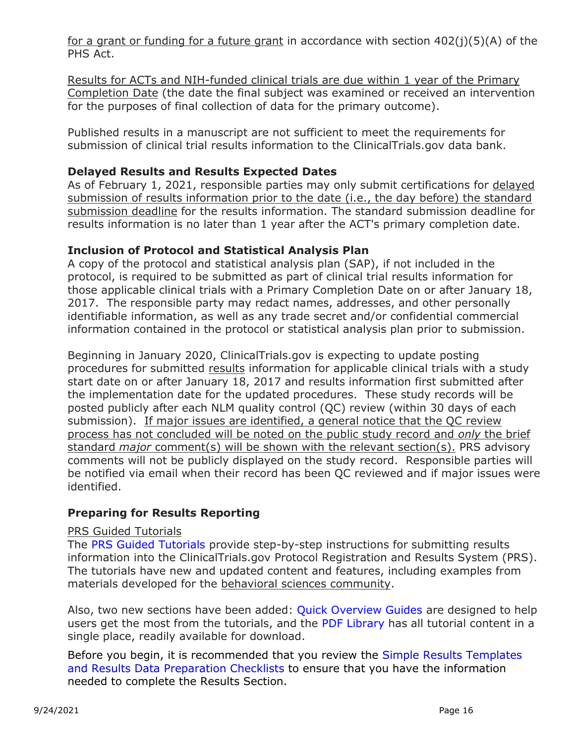for a grant or funding for a future grant in accordance with section 402(j)(5)(A) of the PHS Act.

Results for ACTs and NIH-funded clinical trials are due within 1 year of the Primary Completion Date (the date the final subject was examined or received an intervention for the purposes of final collection of data for the primary outcome).

Published results in a manuscript are not sufficient to meet the requirements for submission of clinical trial results information to the ClinicalTrials.gov data bank.

**Delayed Results and Results Expected Dates**

As of February 1, 2021, responsible parties may only submit certifications for delayed submission of results information prior to the date (i.e., the day before) the standard submission deadline for the results information. The standard submission deadline for results information is no later than 1 year after the ACT's primary completion date.

**Inclusion of Protocol and Statistical Analysis Plan**

A copy of the protocol and statistical analysis plan (SAP), if not included in the protocol, is required to be submitted as part of clinical trial results information for those applicable clinical trials with a Primary Completion Date on or after January 18, 2017. The responsible party may redact names, addresses, and other personally identifiable information, as well as any trade secret and/or confidential commercial information contained in the protocol or statistical analysis plan prior to submission.

Beginning in January 2020, ClinicalTrials.gov is expecting to update posting procedures for submitted results information for applicable clinical trials with a study start date on or after January 18, 2017 and results information first submitted after the implementation date for the updated procedures. These study records will be posted publicly after each NLM quality control (QC) review (within 30 days of each submission). If major issues are identified, a general notice that the QC review process has not concluded will be noted on the public study record and *only* the brief standard *major* comment(s) will be shown with the relevant section(s). PRS advisory comments will not be publicly displayed on the study record. Responsible parties will be notified via email when their record has been QC reviewed and if major issues were identified.

**Preparing for Results Reporting**

PRS Guided Tutorials

The PRS Guided Tutorials provide step-by-step instructions for submitting results information into the ClinicalTrials.gov Protocol Registration and Results System (PRS). The tutorials have new and updated content and features, including examples from materials developed for the behavioral sciences community.

Also, two new sections have been added: Quick Overview Guides are designed to help users get the most from the tutorials, and the PDF Library has all tutorial content in a single place, readily available for download.

Before you begin, it is recommended that you review the Simple Results Templates and Results Data Preparation Checklists to ensure that you have the information needed to complete the Results Section.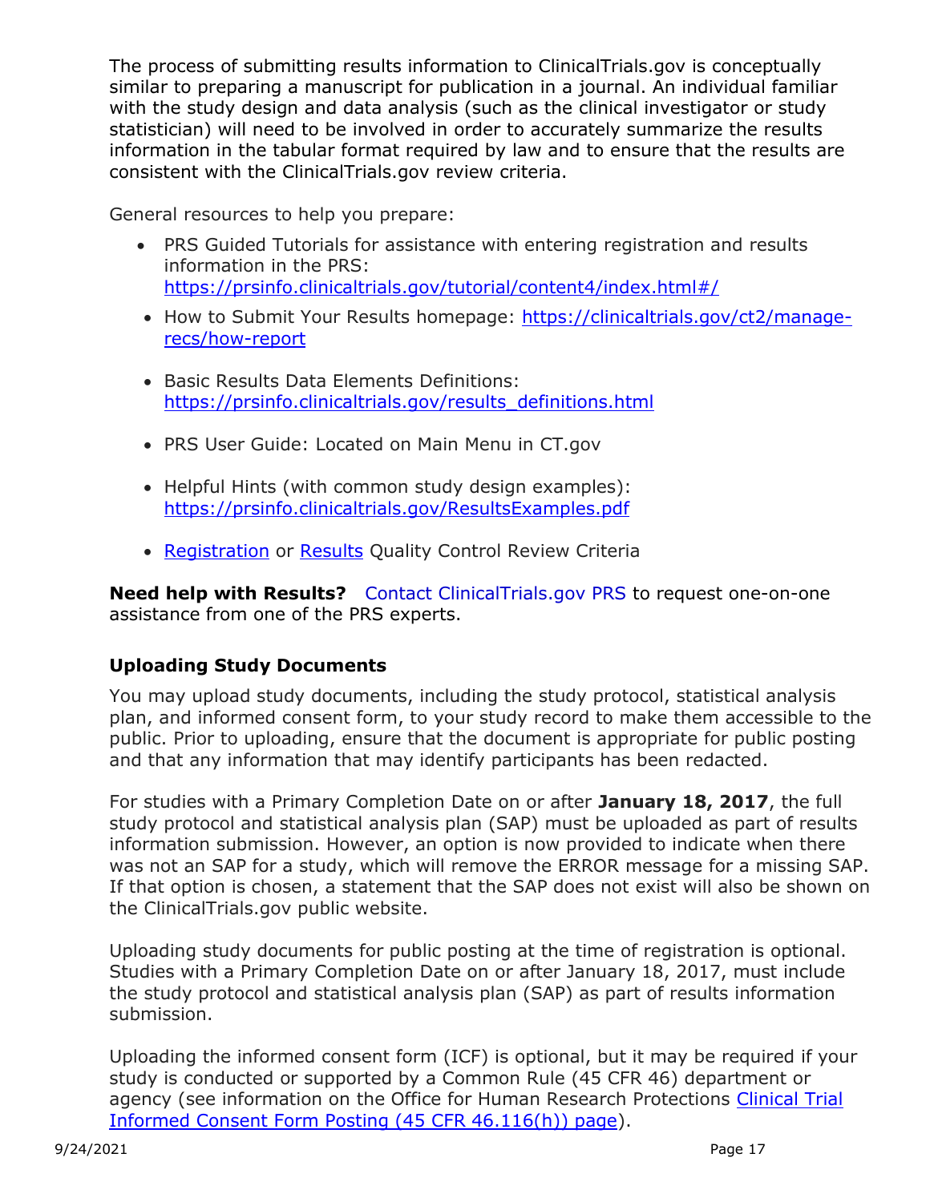The process of submitting results information to ClinicalTrials.gov is conceptually similar to preparing a manuscript for publication in a journal. An individual familiar with the study design and data analysis (such as the clinical investigator or study statistician) will need to be involved in order to accurately summarize the results information in the tabular format required by law and to ensure that the results are consistent with the ClinicalTrials.gov review criteria.

General resources to help you prepare:

- PRS Guided Tutorials for assistance with entering registration and results information in the PRS: [https://prsinfo.clinicaltrials.gov/tutorial/content4/index.html#/](https://prsinfo.clinicaltrials.gov/tutorial/content4/index.html#/)
- How to Submit Your Results homepage: [https://clinicaltrials.gov/ct2/manage-recs/how-report](https://clinicaltrials.gov/ct2/manage-recs/how-report)
- Basic Results Data Elements Definitions: [https://prsinfo.clinicaltrials.gov/results_definitions.html](https://prsinfo.clinicaltrials.gov/results_definitions.html)
- PRS User Guide: Located on Main Menu in CT.gov
- Helpful Hints (with common study design examples): [https://prsinfo.clinicaltrials.gov/ResultsExamples.pdf](https://prsinfo.clinicaltrials.gov/ResultsExamples.pdf)
- Registration or Results Quality Control Review Criteria

**Need help with Results?** Contact ClinicalTrials.gov PRS to request one-on-one assistance from one of the PRS experts.

### Uploading Study Documents

You may upload study documents, including the study protocol, statistical analysis plan, and informed consent form, to your study record to make them accessible to the public. Prior to uploading, ensure that the document is appropriate for public posting and that any information that may identify participants has been redacted.

For studies with a Primary Completion Date on or after **January 18, 2017**, the full study protocol and statistical analysis plan (SAP) must be uploaded as part of results information submission. However, an option is now provided to indicate when there was not an SAP for a study, which will remove the ERROR message for a missing SAP. If that option is chosen, a statement that the SAP does not exist will also be shown on the ClinicalTrials.gov public website.

Uploading study documents for public posting at the time of registration is optional. Studies with a Primary Completion Date on or after January 18, 2017, must include the study protocol and statistical analysis plan (SAP) as part of results information submission.

Uploading the informed consent form (ICF) is optional, but it may be required if your study is conducted or supported by a Common Rule (45 CFR 46) department or agency (see information on the Office for Human Research Protections Clinical Trial Informed Consent Form Posting (45 CFR 46.116(h)) page).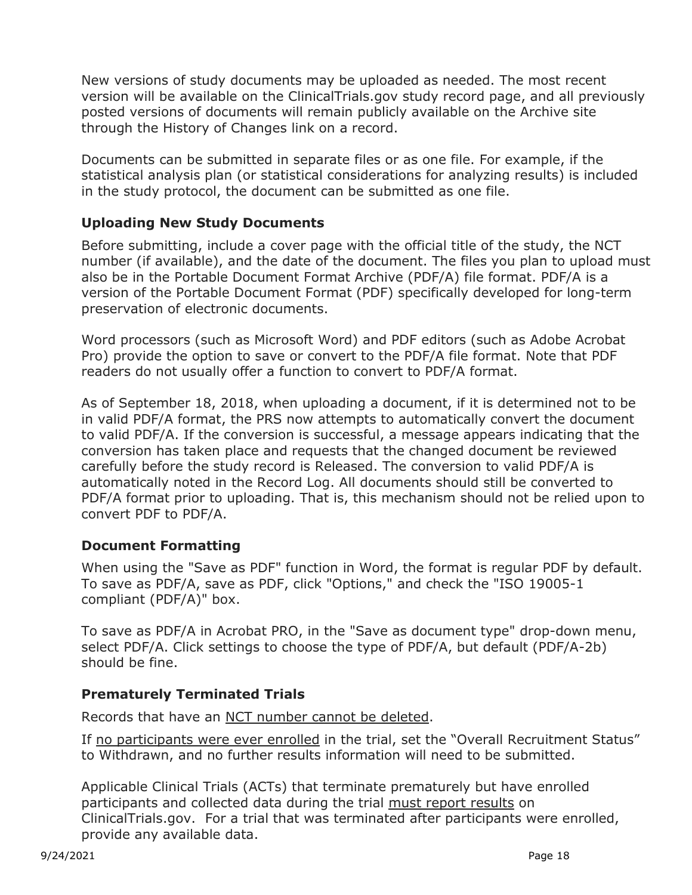New versions of study documents may be uploaded as needed. The most recent version will be available on the ClinicalTrials.gov study record page, and all previously posted versions of documents will remain publicly available on the Archive site through the History of Changes link on a record.

Documents can be submitted in separate files or as one file. For example, if the statistical analysis plan (or statistical considerations for analyzing results) is included in the study protocol, the document can be submitted as one file.

### Uploading New Study Documents

Before submitting, include a cover page with the official title of the study, the NCT number (if available), and the date of the document. The files you plan to upload must also be in the Portable Document Format Archive (PDF/A) file format. PDF/A is a version of the Portable Document Format (PDF) specifically developed for long-term preservation of electronic documents.

Word processors (such as Microsoft Word) and PDF editors (such as Adobe Acrobat Pro) provide the option to save or convert to the PDF/A file format. Note that PDF readers do not usually offer a function to convert to PDF/A format.

As of September 18, 2018, when uploading a document, if it is determined not to be in valid PDF/A format, the PRS now attempts to automatically convert the document to valid PDF/A. If the conversion is successful, a message appears indicating that the conversion has taken place and requests that the changed document be reviewed carefully before the study record is Released. The conversion to valid PDF/A is automatically noted in the Record Log. All documents should still be converted to PDF/A format prior to uploading. That is, this mechanism should not be relied upon to convert PDF to PDF/A.

### Document Formatting

When using the "Save as PDF" function in Word, the format is regular PDF by default. To save as PDF/A, save as PDF, click "Options," and check the "ISO 19005-1 compliant (PDF/A)" box.

To save as PDF/A in Acrobat PRO, in the "Save as document type" drop-down menu, select PDF/A. Click settings to choose the type of PDF/A, but default (PDF/A-2b) should be fine.

### Prematurely Terminated Trials

Records that have an NCT number cannot be deleted.

If no participants were ever enrolled in the trial, set the "Overall Recruitment Status" to Withdrawn, and no further results information will need to be submitted.

Applicable Clinical Trials (ACTs) that terminate prematurely but have enrolled participants and collected data during the trial must report results on ClinicalTrials.gov. For a trial that was terminated after participants were enrolled, provide any available data.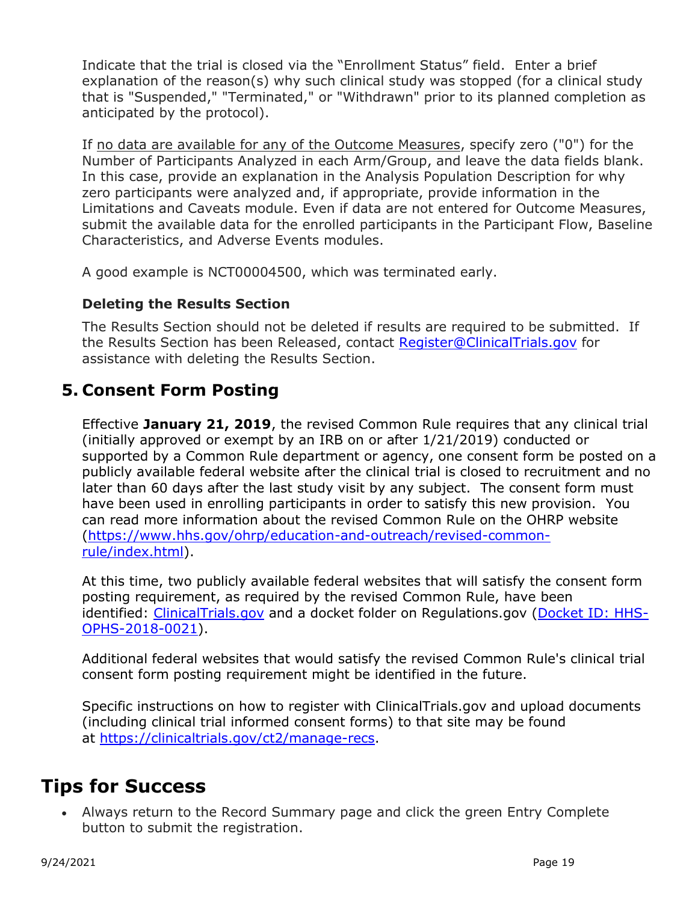Indicate that the trial is closed via the "Enrollment Status" field. Enter a brief explanation of the reason(s) why such clinical study was stopped (for a clinical study that is "Suspended," "Terminated," or "Withdrawn" prior to its planned completion as anticipated by the protocol).

If no data are available for any of the Outcome Measures, specify zero ("0") for the Number of Participants Analyzed in each Arm/Group, and leave the data fields blank. In this case, provide an explanation in the Analysis Population Description for why zero participants were analyzed and, if appropriate, provide information in the Limitations and Caveats module. Even if data are not entered for Outcome Measures, submit the available data for the enrolled participants in the Participant Flow, Baseline Characteristics, and Adverse Events modules.

A good example is NCT00004500, which was terminated early.

### Deleting the Results Section

The Results Section should not be deleted if results are required to be submitted. If the Results Section has been Released, contact [Register@ClinicalTrials.gov](mailto:Register@ClinicalTrials.gov) for assistance with deleting the Results Section.

## 5. Consent Form Posting

Effective **January 21, 2019**, the revised Common Rule requires that any clinical trial (initially approved or exempt by an IRB on or after 1/21/2019) conducted or supported by a Common Rule department or agency, one consent form be posted on a publicly available federal website after the clinical trial is closed to recruitment and no later than 60 days after the last study visit by any subject. The consent form must have been used in enrolling participants in order to satisfy this new provision. You can read more information about the revised Common Rule on the OHRP website ([https://www.hhs.gov/ohrp/education-and-outreach/revised-common-rule/index.html](https://www.hhs.gov/ohrp/education-and-outreach/revised-common-rule/index.html)).

At this time, two publicly available federal websites that will satisfy the consent form posting requirement, as required by the revised Common Rule, have been identified: ClinicalTrials.gov and a docket folder on Regulations.gov (Docket ID: HHS-OPHS-2018-0021).

Additional federal websites that would satisfy the revised Common Rule's clinical trial consent form posting requirement might be identified in the future.

Specific instructions on how to register with ClinicalTrials.gov and upload documents (including clinical trial informed consent forms) to that site may be found at [https://clinicaltrials.gov/ct2/manage-recs](https://clinicaltrials.gov/ct2/manage-recs).

# Tips for Success

- Always return to the Record Summary page and click the green Entry Complete button to submit the registration.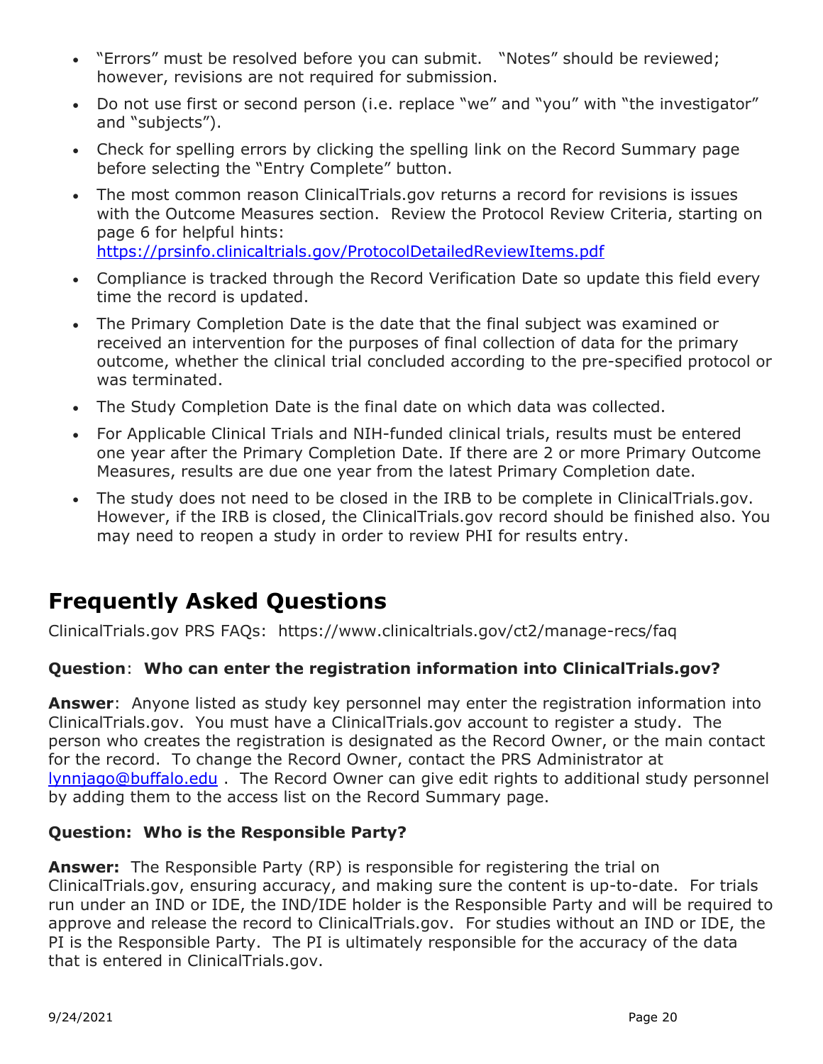- "Errors" must be resolved before you can submit. "Notes" should be reviewed; however, revisions are not required for submission.
- Do not use first or second person (i.e. replace "we" and "you" with "the investigator" and "subjects").
- Check for spelling errors by clicking the spelling link on the Record Summary page before selecting the "Entry Complete" button.
- The most common reason ClinicalTrials.gov returns a record for revisions is issues with the Outcome Measures section. Review the Protocol Review Criteria, starting on page 6 for helpful hints: [https://prsinfo.clinicaltrials.gov/ProtocolDetailedReviewItems.pdf](https://prsinfo.clinicaltrials.gov/ProtocolDetailedReviewItems.pdf)
- Compliance is tracked through the Record Verification Date so update this field every time the record is updated.
- The Primary Completion Date is the date that the final subject was examined or received an intervention for the purposes of final collection of data for the primary outcome, whether the clinical trial concluded according to the pre-specified protocol or was terminated.
- The Study Completion Date is the final date on which data was collected.
- For Applicable Clinical Trials and NIH-funded clinical trials, results must be entered one year after the Primary Completion Date. If there are 2 or more Primary Outcome Measures, results are due one year from the latest Primary Completion date.
- The study does not need to be closed in the IRB to be complete in ClinicalTrials.gov. However, if the IRB is closed, the ClinicalTrials.gov record should be finished also. You may need to reopen a study in order to review PHI for results entry.

# Frequently Asked Questions

ClinicalTrials.gov PRS FAQs: https://www.clinicaltrials.gov/ct2/manage-recs/faq

**Question**: **Who can enter the registration information into ClinicalTrials.gov?**

**Answer**: Anyone listed as study key personnel may enter the registration information into ClinicalTrials.gov. You must have a ClinicalTrials.gov account to register a study. The person who creates the registration is designated as the Record Owner, or the main contact for the record. To change the Record Owner, contact the PRS Administrator at [lynnjago@buffalo.edu](mailto:lynnjago@buffalo.edu) . The Record Owner can give edit rights to additional study personnel by adding them to the access list on the Record Summary page.

**Question: Who is the Responsible Party?**

**Answer:** The Responsible Party (RP) is responsible for registering the trial on ClinicalTrials.gov, ensuring accuracy, and making sure the content is up-to-date. For trials run under an IND or IDE, the IND/IDE holder is the Responsible Party and will be required to approve and release the record to ClinicalTrials.gov. For studies without an IND or IDE, the PI is the Responsible Party. The PI is ultimately responsible for the accuracy of the data that is entered in ClinicalTrials.gov.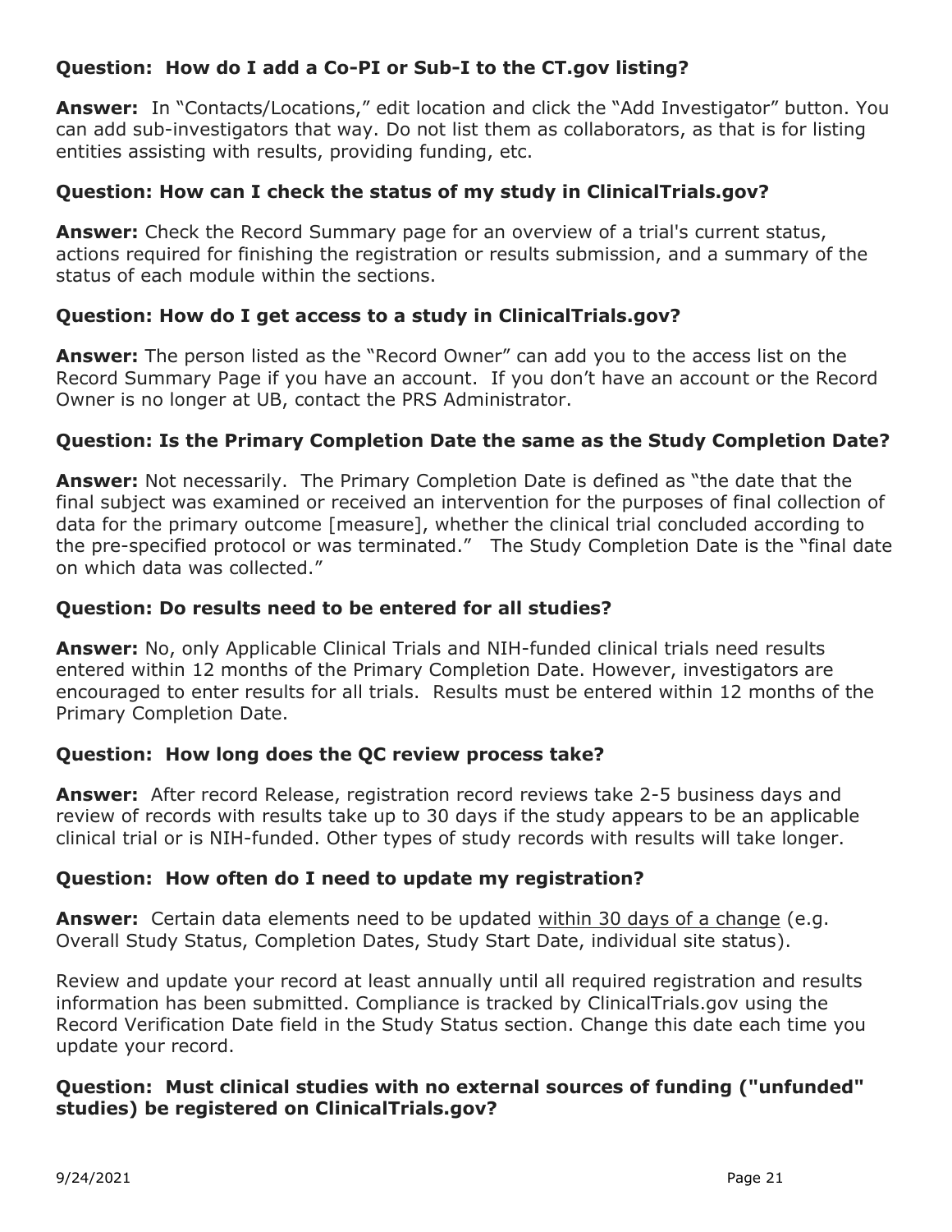**Question: How do I add a Co-PI or Sub-I to the CT.gov listing?**

**Answer:** In "Contacts/Locations," edit location and click the "Add Investigator" button. You can add sub-investigators that way. Do not list them as collaborators, as that is for listing entities assisting with results, providing funding, etc.

**Question: How can I check the status of my study in ClinicalTrials.gov?**

**Answer:** Check the Record Summary page for an overview of a trial's current status, actions required for finishing the registration or results submission, and a summary of the status of each module within the sections.

**Question: How do I get access to a study in ClinicalTrials.gov?**

**Answer:** The person listed as the "Record Owner" can add you to the access list on the Record Summary Page if you have an account. If you don't have an account or the Record Owner is no longer at UB, contact the PRS Administrator.

**Question: Is the Primary Completion Date the same as the Study Completion Date?**

**Answer:** Not necessarily. The Primary Completion Date is defined as "the date that the final subject was examined or received an intervention for the purposes of final collection of data for the primary outcome [measure], whether the clinical trial concluded according to the pre-specified protocol or was terminated." The Study Completion Date is the "final date on which data was collected."

**Question: Do results need to be entered for all studies?**

**Answer:** No, only Applicable Clinical Trials and NIH-funded clinical trials need results entered within 12 months of the Primary Completion Date. However, investigators are encouraged to enter results for all trials. Results must be entered within 12 months of the Primary Completion Date.

**Question: How long does the QC review process take?**

**Answer:** After record Release, registration record reviews take 2-5 business days and review of records with results take up to 30 days if the study appears to be an applicable clinical trial or is NIH-funded. Other types of study records with results will take longer.

**Question: How often do I need to update my registration?**

**Answer:** Certain data elements need to be updated within 30 days of a change (e.g. Overall Study Status, Completion Dates, Study Start Date, individual site status).

Review and update your record at least annually until all required registration and results information has been submitted. Compliance is tracked by ClinicalTrials.gov using the Record Verification Date field in the Study Status section. Change this date each time you update your record.

**Question: Must clinical studies with no external sources of funding ("unfunded" studies) be registered on ClinicalTrials.gov?**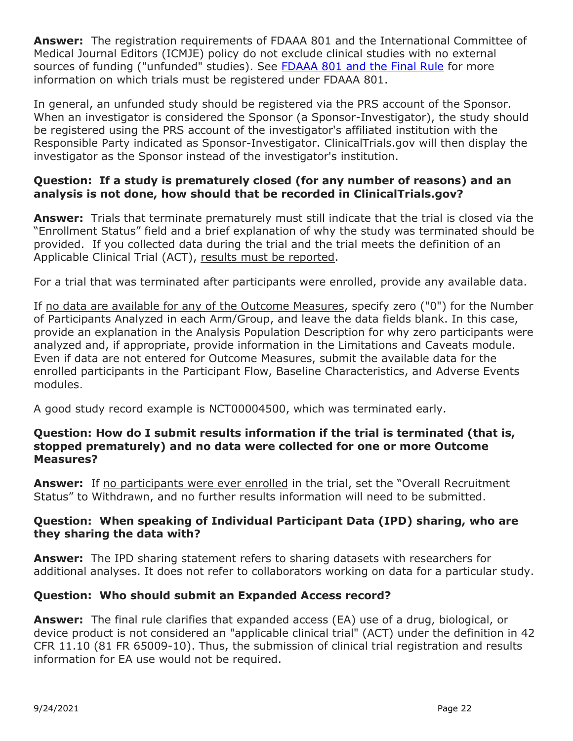**Answer:** The registration requirements of FDAAA 801 and the International Committee of Medical Journal Editors (ICMJE) policy do not exclude clinical studies with no external sources of funding ("unfunded" studies). See [FDAAA 801 and the Final Rule]() for more information on which trials must be registered under FDAAA 801.

In general, an unfunded study should be registered via the PRS account of the Sponsor. When an investigator is considered the Sponsor (a Sponsor-Investigator), the study should be registered using the PRS account of the investigator's affiliated institution with the Responsible Party indicated as Sponsor-Investigator. ClinicalTrials.gov will then display the investigator as the Sponsor instead of the investigator's institution.

**Question: If a study is prematurely closed (for any number of reasons) and an analysis is not done, how should that be recorded in ClinicalTrials.gov?**

**Answer:** Trials that terminate prematurely must still indicate that the trial is closed via the "Enrollment Status" field and a brief explanation of why the study was terminated should be provided. If you collected data during the trial and the trial meets the definition of an Applicable Clinical Trial (ACT), results must be reported.

For a trial that was terminated after participants were enrolled, provide any available data.

If no data are available for any of the Outcome Measures, specify zero ("0") for the Number of Participants Analyzed in each Arm/Group, and leave the data fields blank. In this case, provide an explanation in the Analysis Population Description for why zero participants were analyzed and, if appropriate, provide information in the Limitations and Caveats module. Even if data are not entered for Outcome Measures, submit the available data for the enrolled participants in the Participant Flow, Baseline Characteristics, and Adverse Events modules.

A good study record example is NCT00004500, which was terminated early.

**Question: How do I submit results information if the trial is terminated (that is, stopped prematurely) and no data were collected for one or more Outcome Measures?**

**Answer:** If no participants were ever enrolled in the trial, set the "Overall Recruitment Status" to Withdrawn, and no further results information will need to be submitted.

**Question: When speaking of Individual Participant Data (IPD) sharing, who are they sharing the data with?**

**Answer:** The IPD sharing statement refers to sharing datasets with researchers for additional analyses. It does not refer to collaborators working on data for a particular study.

**Question: Who should submit an Expanded Access record?**

**Answer:** The final rule clarifies that expanded access (EA) use of a drug, biological, or device product is not considered an "applicable clinical trial" (ACT) under the definition in 42 CFR 11.10 (81 FR 65009-10). Thus, the submission of clinical trial registration and results information for EA use would not be required.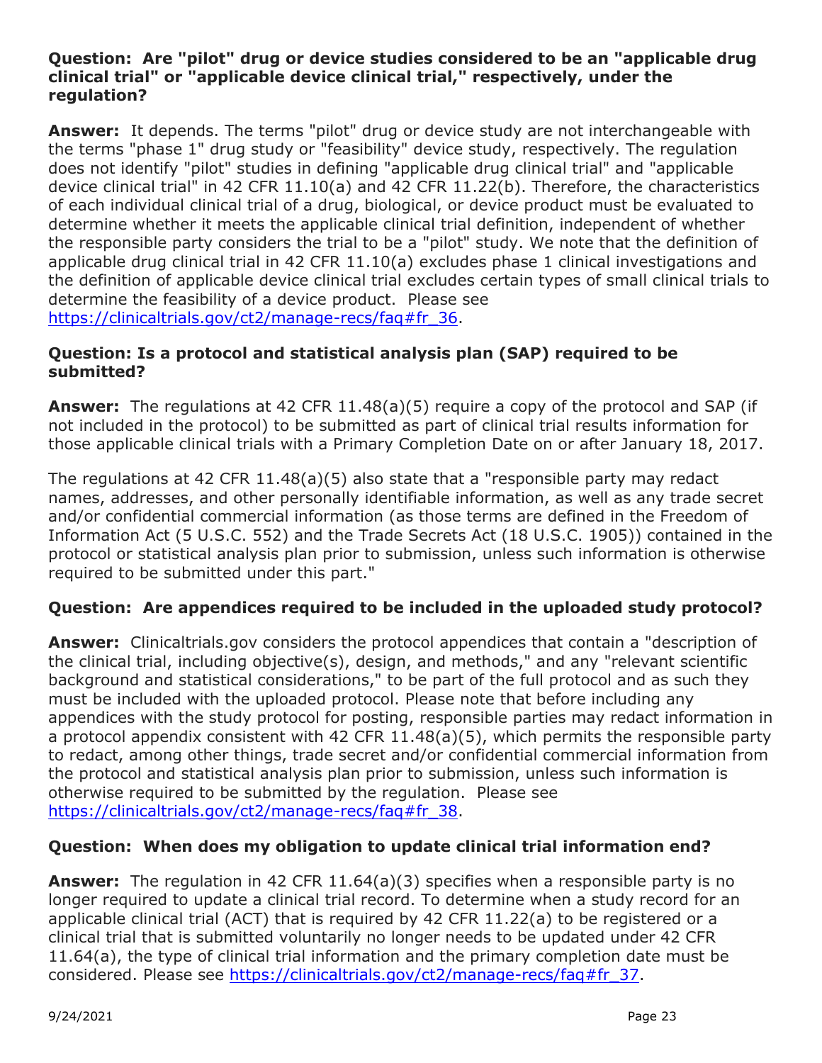**Question: Are "pilot" drug or device studies considered to be an "applicable drug clinical trial" or "applicable device clinical trial," respectively, under the regulation?**

**Answer:** It depends. The terms "pilot" drug or device study are not interchangeable with the terms "phase 1" drug study or "feasibility" device study, respectively. The regulation does not identify "pilot" studies in defining "applicable drug clinical trial" and "applicable device clinical trial" in 42 CFR 11.10(a) and 42 CFR 11.22(b). Therefore, the characteristics of each individual clinical trial of a drug, biological, or device product must be evaluated to determine whether it meets the applicable clinical trial definition, independent of whether the responsible party considers the trial to be a "pilot" study. We note that the definition of applicable drug clinical trial in 42 CFR 11.10(a) excludes phase 1 clinical investigations and the definition of applicable device clinical trial excludes certain types of small clinical trials to determine the feasibility of a device product. Please see https://clinicaltrials.gov/ct2/manage-recs/faq#fr_36.

**Question: Is a protocol and statistical analysis plan (SAP) required to be submitted?**

**Answer:** The regulations at 42 CFR 11.48(a)(5) require a copy of the protocol and SAP (if not included in the protocol) to be submitted as part of clinical trial results information for those applicable clinical trials with a Primary Completion Date on or after January 18, 2017.

The regulations at 42 CFR 11.48(a)(5) also state that a "responsible party may redact names, addresses, and other personally identifiable information, as well as any trade secret and/or confidential commercial information (as those terms are defined in the Freedom of Information Act (5 U.S.C. 552) and the Trade Secrets Act (18 U.S.C. 1905)) contained in the protocol or statistical analysis plan prior to submission, unless such information is otherwise required to be submitted under this part."

**Question: Are appendices required to be included in the uploaded study protocol?**

**Answer:** Clinicaltrials.gov considers the protocol appendices that contain a "description of the clinical trial, including objective(s), design, and methods," and any "relevant scientific background and statistical considerations," to be part of the full protocol and as such they must be included with the uploaded protocol. Please note that before including any appendices with the study protocol for posting, responsible parties may redact information in a protocol appendix consistent with 42 CFR 11.48(a)(5), which permits the responsible party to redact, among other things, trade secret and/or confidential commercial information from the protocol and statistical analysis plan prior to submission, unless such information is otherwise required to be submitted by the regulation. Please see https://clinicaltrials.gov/ct2/manage-recs/faq#fr_38.

**Question: When does my obligation to update clinical trial information end?**

**Answer:** The regulation in 42 CFR 11.64(a)(3) specifies when a responsible party is no longer required to update a clinical trial record. To determine when a study record for an applicable clinical trial (ACT) that is required by 42 CFR 11.22(a) to be registered or a clinical trial that is submitted voluntarily no longer needs to be updated under 42 CFR 11.64(a), the type of clinical trial information and the primary completion date must be considered. Please see https://clinicaltrials.gov/ct2/manage-recs/faq#fr_37.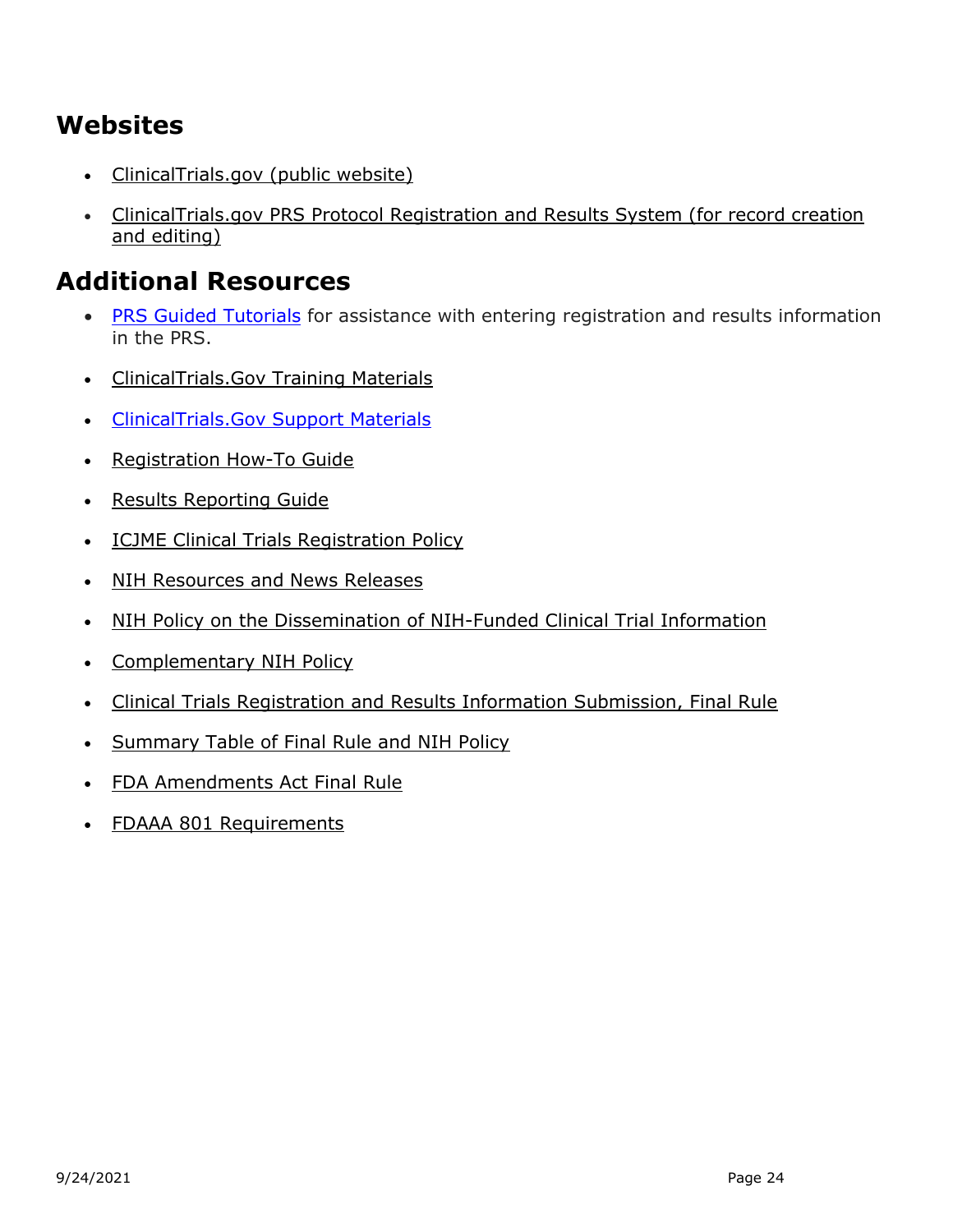## Websites

- ClinicalTrials.gov (public website)
- ClinicalTrials.gov PRS Protocol Registration and Results System (for record creation and editing)

## Additional Resources

- PRS Guided Tutorials for assistance with entering registration and results information in the PRS.
- ClinicalTrials.Gov Training Materials
- ClinicalTrials.Gov Support Materials
- Registration How-To Guide
- Results Reporting Guide
- ICJME Clinical Trials Registration Policy
- NIH Resources and News Releases
- NIH Policy on the Dissemination of NIH-Funded Clinical Trial Information
- Complementary NIH Policy
- Clinical Trials Registration and Results Information Submission, Final Rule
- Summary Table of Final Rule and NIH Policy
- FDA Amendments Act Final Rule
- FDAAA 801 Requirements